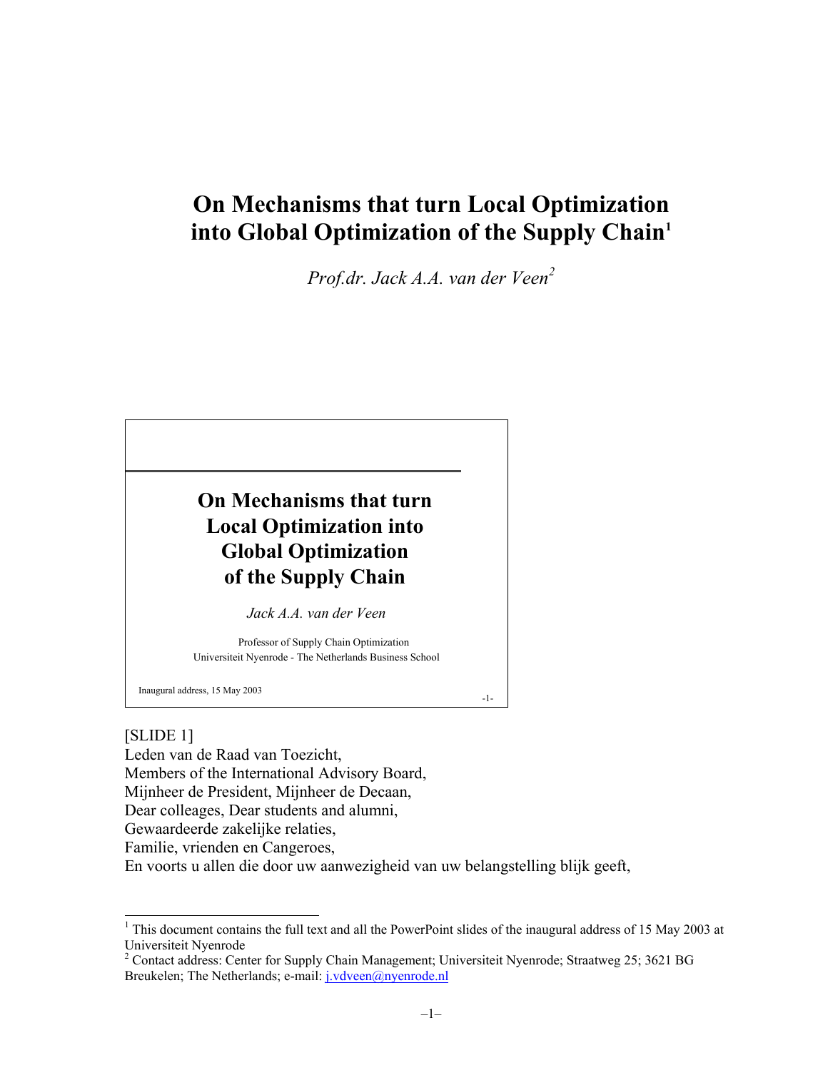# On Mechanisms that turn Local Optimization into Global Optimization of the Supply Chain[1]

*Prof.dr. Jack A.A. van der Veen[2]*

**On Mechanisms that turn Local Optimization into Global Optimization of the Supply Chain**

*Jack A.A. van der Veen*

Professor of Supply Chain Optimization
Universiteit Nyenrode - The Netherlands Business School

Inaugural address, 15 May 2003

-1-

[SLIDE 1]
Leden van de Raad van Toezicht,
Members of the International Advisory Board,
Mijnheer de President, Mijnheer de Decaan,
Dear colleages, Dear students and alumni,
Gewaardeerde zakelijke relaties,
Familie, vrienden en Cangeroes,
En voorts u allen die door uw aanwezigheid van uw belangstelling blijk geeft,

---

[1] This document contains the full text and all the PowerPoint slides of the inaugural address of 15 May 2003 at Universiteit Nyenrode

[2] Contact address: Center for Supply Chain Management; Universiteit Nyenrode; Straatweg 25; 3621 BG Breukelen; The Netherlands; e-mail: j.vdveen@nyenrode.nl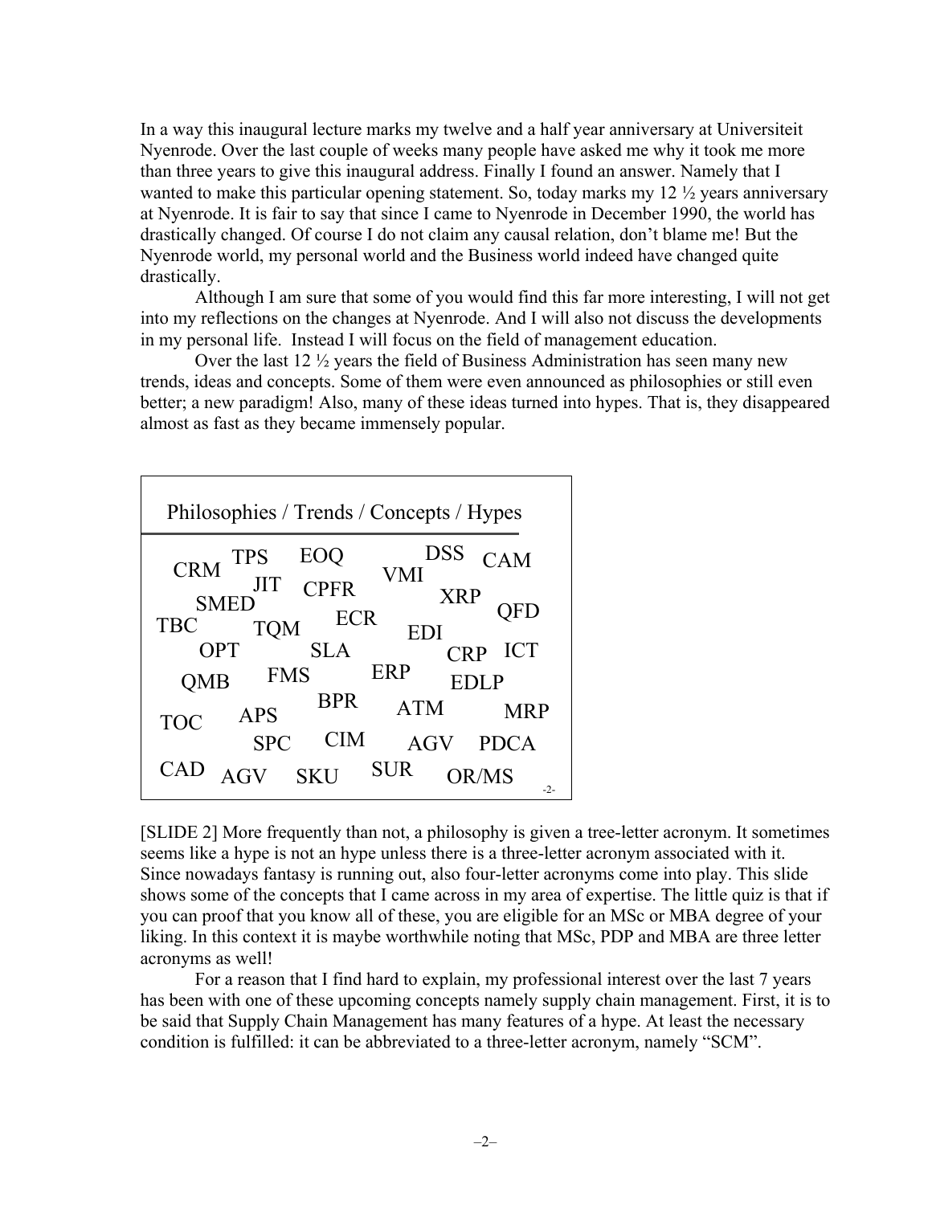In a way this inaugural lecture marks my twelve and a half year anniversary at Universiteit Nyenrode. Over the last couple of weeks many people have asked me why it took me more than three years to give this inaugural address. Finally I found an answer. Namely that I wanted to make this particular opening statement. So, today marks my 12 ½ years anniversary at Nyenrode. It is fair to say that since I came to Nyenrode in December 1990, the world has drastically changed. Of course I do not claim any causal relation, don't blame me! But the Nyenrode world, my personal world and the Business world indeed have changed quite drastically.

Although I am sure that some of you would find this far more interesting, I will not get into my reflections on the changes at Nyenrode. And I will also not discuss the developments in my personal life. Instead I will focus on the field of management education.

Over the last 12 ½ years the field of Business Administration has seen many new trends, ideas and concepts. Some of them were even announced as philosophies or still even better; a new paradigm! Also, many of these ideas turned into hypes. That is, they disappeared almost as fast as they became immensely popular.

Philosophies / Trends / Concepts / Hypes

CRM TPS EOQ DSS CAM VMI JIT CPFR SMED XRP QFD TBC TQM ECR EDI OPT SLA CRP ICT QMB FMS ERP EDLP BPR ATM MRP TOC APS SPC CIM AGV PDCA CAD AGV SKU SUR OR/MS

-2-

[SLIDE 2] More frequently than not, a philosophy is given a tree-letter acronym. It sometimes seems like a hype is not an hype unless there is a three-letter acronym associated with it. Since nowadays fantasy is running out, also four-letter acronyms come into play. This slide shows some of the concepts that I came across in my area of expertise. The little quiz is that if you can proof that you know all of these, you are eligible for an MSc or MBA degree of your liking. In this context it is maybe worthwhile noting that MSc, PDP and MBA are three letter acronyms as well!

For a reason that I find hard to explain, my professional interest over the last 7 years has been with one of these upcoming concepts namely supply chain management. First, it is to be said that Supply Chain Management has many features of a hype. At least the necessary condition is fulfilled: it can be abbreviated to a three-letter acronym, namely "SCM".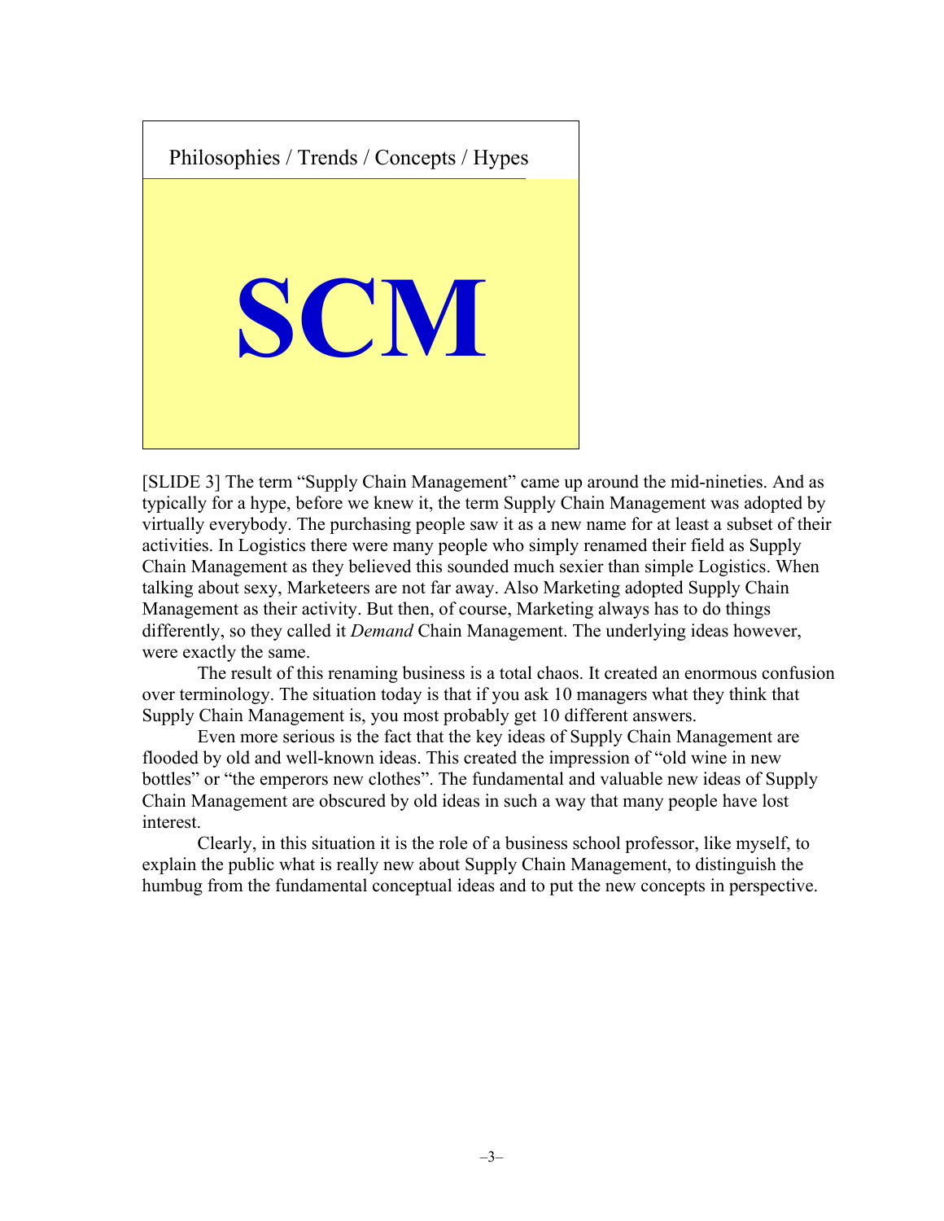Philosophies / Trends / Concepts / Hypes

**SCM**

[SLIDE 3] The term "Supply Chain Management" came up around the mid-nineties. And as typically for a hype, before we knew it, the term Supply Chain Management was adopted by virtually everybody. The purchasing people saw it as a new name for at least a subset of their activities. In Logistics there were many people who simply renamed their field as Supply Chain Management as they believed this sounded much sexier than simple Logistics. When talking about sexy, Marketeers are not far away. Also Marketing adopted Supply Chain Management as their activity. But then, of course, Marketing always has to do things differently, so they called it *Demand* Chain Management. The underlying ideas however, were exactly the same.

The result of this renaming business is a total chaos. It created an enormous confusion over terminology. The situation today is that if you ask 10 managers what they think that Supply Chain Management is, you most probably get 10 different answers.

Even more serious is the fact that the key ideas of Supply Chain Management are flooded by old and well-known ideas. This created the impression of "old wine in new bottles" or "the emperors new clothes". The fundamental and valuable new ideas of Supply Chain Management are obscured by old ideas in such a way that many people have lost interest.

Clearly, in this situation it is the role of a business school professor, like myself, to explain the public what is really new about Supply Chain Management, to distinguish the humbug from the fundamental conceptual ideas and to put the new concepts in perspective.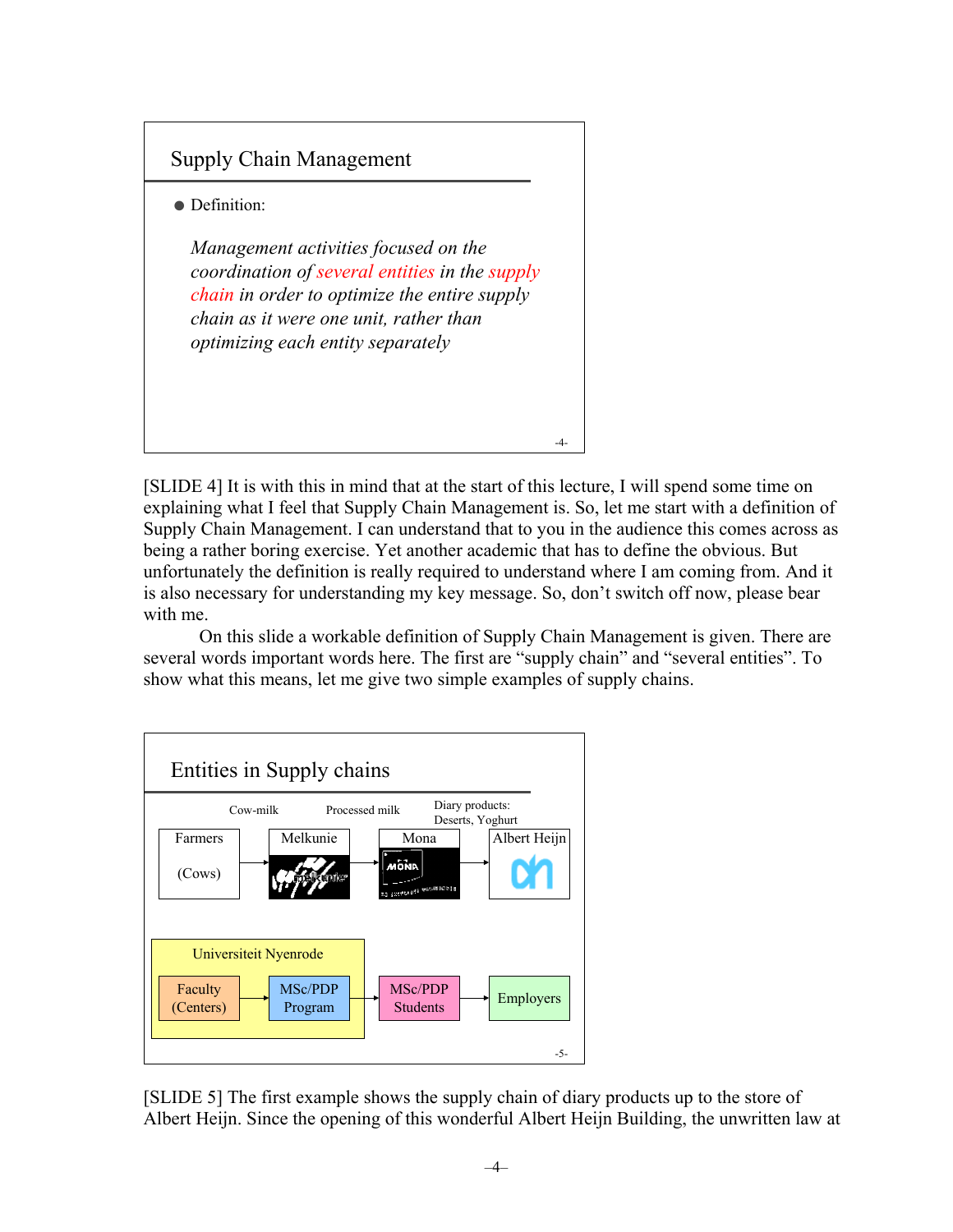**Supply Chain Management**

- Definition:

  *Management activities focused on the coordination of several entities in the supply chain in order to optimize the entire supply chain as it were one unit, rather than optimizing each entity separately*

-4-

[SLIDE 4] It is with this in mind that at the start of this lecture, I will spend some time on explaining what I feel that Supply Chain Management is. So, let me start with a definition of Supply Chain Management. I can understand that to you in the audience this comes across as being a rather boring exercise. Yet another academic that has to define the obvious. But unfortunately the definition is really required to understand where I am coming from. And it is also necessary for understanding my key message. So, don't switch off now, please bear with me.

On this slide a workable definition of Supply Chain Management is given. There are several words important words here. The first are "supply chain" and "several entities". To show what this means, let me give two simple examples of supply chains.

**Entities in Supply chains**

Cow-milk → Processed milk → Diary products: Deserts, Yoghurt

Farmers (Cows) → Melkunie → Mona → Albert Heijn

Universiteit Nyenrode: Faculty (Centers) → MSc/PDP Program → MSc/PDP Students → Employers

-5-

[SLIDE 5] The first example shows the supply chain of diary products up to the store of Albert Heijn. Since the opening of this wonderful Albert Heijn Building, the unwritten law at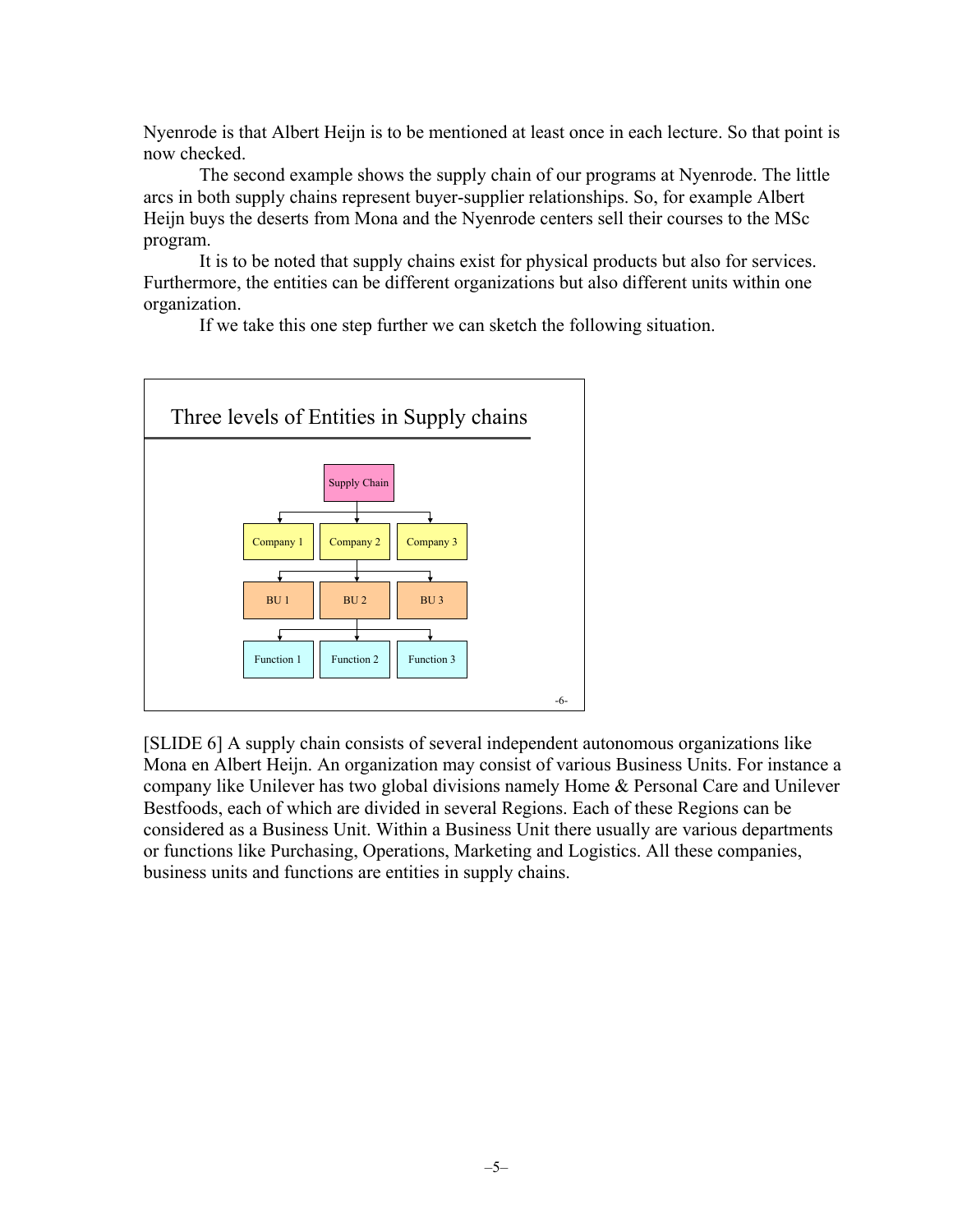Nyenrode is that Albert Heijn is to be mentioned at least once in each lecture. So that point is now checked.

The second example shows the supply chain of our programs at Nyenrode. The little arcs in both supply chains represent buyer-supplier relationships. So, for example Albert Heijn buys the deserts from Mona and the Nyenrode centers sell their courses to the MSc program.

It is to be noted that supply chains exist for physical products but also for services. Furthermore, the entities can be different organizations but also different units within one organization.

If we take this one step further we can sketch the following situation.

**Three levels of Entities in Supply chains**

- Supply Chain
  - Company 1
  - Company 2
  - Company 3
    - BU 1
    - BU 2
    - BU 3
      - Function 1
      - Function 2
      - Function 3

-6-

[SLIDE 6] A supply chain consists of several independent autonomous organizations like Mona en Albert Heijn. An organization may consist of various Business Units. For instance a company like Unilever has two global divisions namely Home & Personal Care and Unilever Bestfoods, each of which are divided in several Regions. Each of these Regions can be considered as a Business Unit. Within a Business Unit there usually are various departments or functions like Purchasing, Operations, Marketing and Logistics. All these companies, business units and functions are entities in supply chains.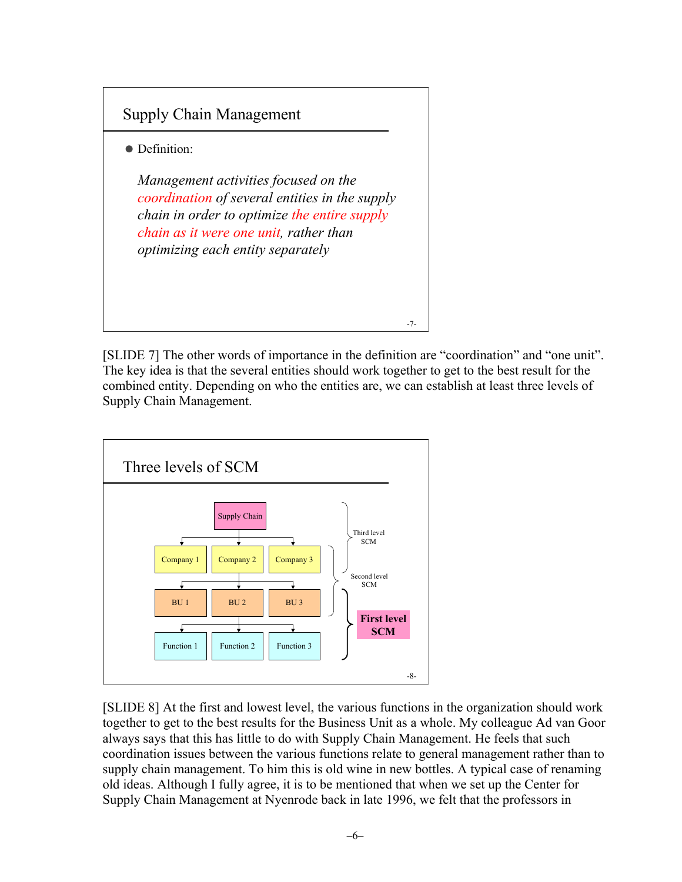## Supply Chain Management

- Definition:

  *Management activities focused on the coordination of several entities in the supply chain in order to optimize the entire supply chain as it were one unit, rather than optimizing each entity separately*

-7-

[SLIDE 7] The other words of importance in the definition are "coordination" and "one unit". The key idea is that the several entities should work together to get to the best result for the combined entity. Depending on who the entities are, we can establish at least three levels of Supply Chain Management.

## Three levels of SCM

Supply Chain

Company 1 | Company 2 | Company 3

BU 1 | BU 2 | BU 3

Function 1 | Function 2 | Function 3

Third level SCM

Second level SCM

**First level SCM**

-8-

[SLIDE 8] At the first and lowest level, the various functions in the organization should work together to get to the best results for the Business Unit as a whole. My colleague Ad van Goor always says that this has little to do with Supply Chain Management. He feels that such coordination issues between the various functions relate to general management rather than to supply chain management. To him this is old wine in new bottles. A typical case of renaming old ideas. Although I fully agree, it is to be mentioned that when we set up the Center for Supply Chain Management at Nyenrode back in late 1996, we felt that the professors in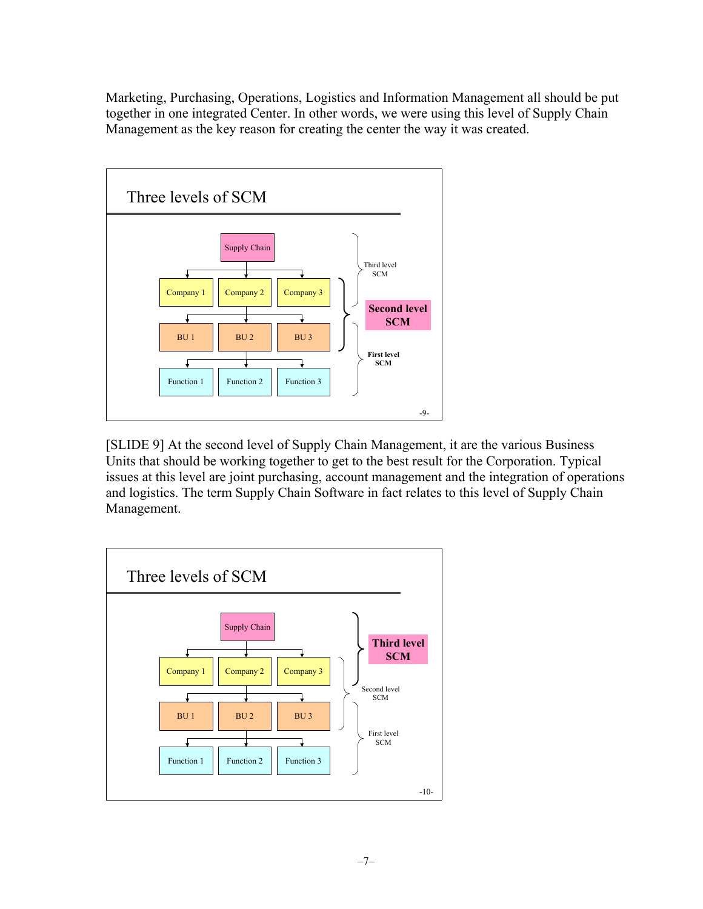Marketing, Purchasing, Operations, Logistics and Information Management all should be put together in one integrated Center. In other words, we were using this level of Supply Chain Management as the key reason for creating the center the way it was created.

### Three levels of SCM

Supply Chain

Company 1 | Company 2 | Company 3

BU 1 | BU 2 | BU 3

Function 1 | Function 2 | Function 3

Third level SCM

**Second level SCM**

First level SCM

-9-

[SLIDE 9] At the second level of Supply Chain Management, it are the various Business Units that should be working together to get to the best result for the Corporation. Typical issues at this level are joint purchasing, account management and the integration of operations and logistics. The term Supply Chain Software in fact relates to this level of Supply Chain Management.

### Three levels of SCM

Supply Chain

Company 1 | Company 2 | Company 3

BU 1 | BU 2 | BU 3

Function 1 | Function 2 | Function 3

**Third level SCM**

Second level SCM

First level SCM

-10-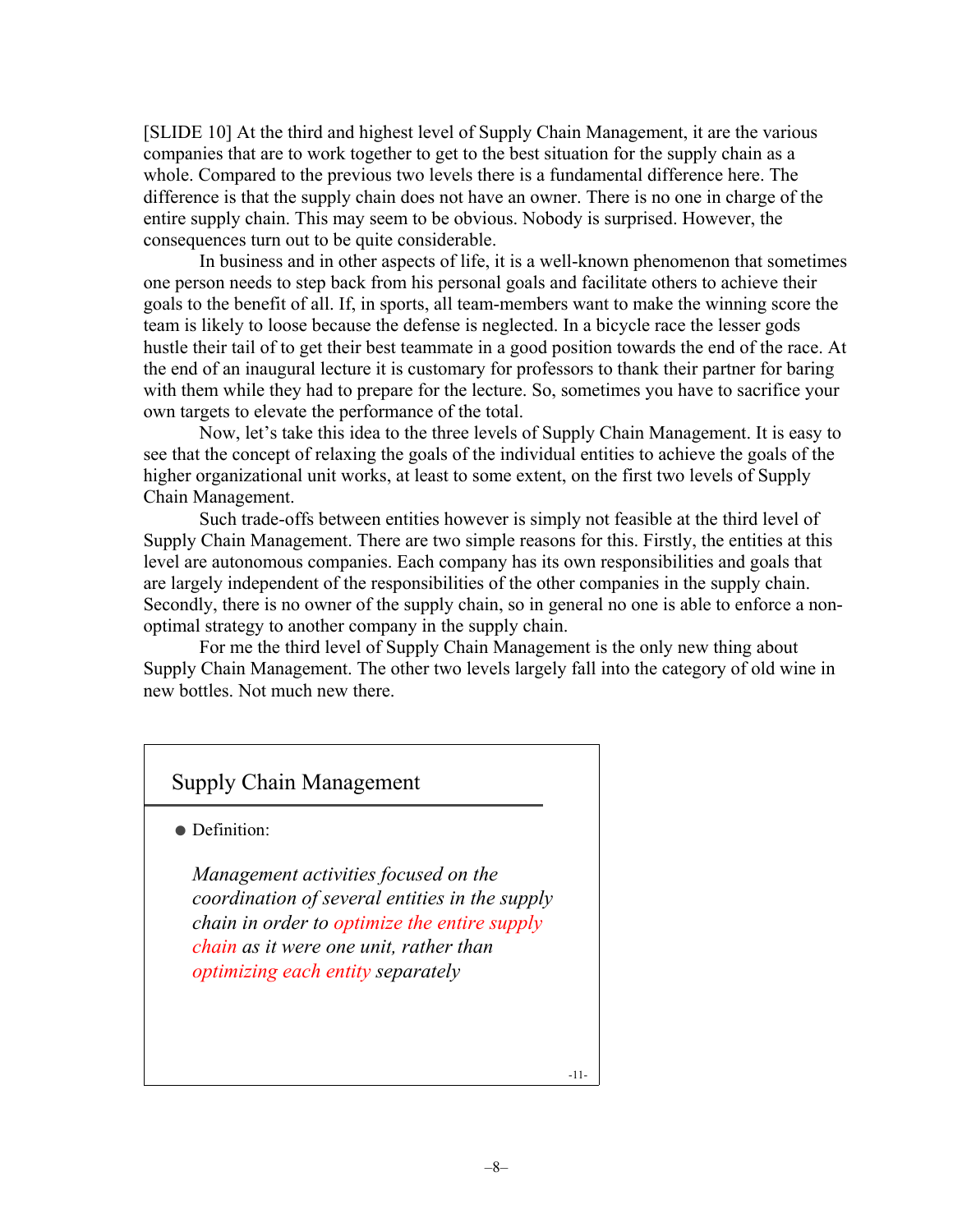[SLIDE 10] At the third and highest level of Supply Chain Management, it are the various companies that are to work together to get to the best situation for the supply chain as a whole. Compared to the previous two levels there is a fundamental difference here. The difference is that the supply chain does not have an owner. There is no one in charge of the entire supply chain. This may seem to be obvious. Nobody is surprised. However, the consequences turn out to be quite considerable.

In business and in other aspects of life, it is a well-known phenomenon that sometimes one person needs to step back from his personal goals and facilitate others to achieve their goals to the benefit of all. If, in sports, all team-members want to make the winning score the team is likely to loose because the defense is neglected. In a bicycle race the lesser gods hustle their tail of to get their best teammate in a good position towards the end of the race. At the end of an inaugural lecture it is customary for professors to thank their partner for baring with them while they had to prepare for the lecture. So, sometimes you have to sacrifice your own targets to elevate the performance of the total.

Now, let's take this idea to the three levels of Supply Chain Management. It is easy to see that the concept of relaxing the goals of the individual entities to achieve the goals of the higher organizational unit works, at least to some extent, on the first two levels of Supply Chain Management.

Such trade-offs between entities however is simply not feasible at the third level of Supply Chain Management. There are two simple reasons for this. Firstly, the entities at this level are autonomous companies. Each company has its own responsibilities and goals that are largely independent of the responsibilities of the other companies in the supply chain. Secondly, there is no owner of the supply chain, so in general no one is able to enforce a non-optimal strategy to another company in the supply chain.

For me the third level of Supply Chain Management is the only new thing about Supply Chain Management. The other two levels largely fall into the category of old wine in new bottles. Not much new there.

## Supply Chain Management

- Definition:

  *Management activities focused on the coordination of several entities in the supply chain in order to optimize the entire supply chain as it were one unit, rather than optimizing each entity separately*

-11-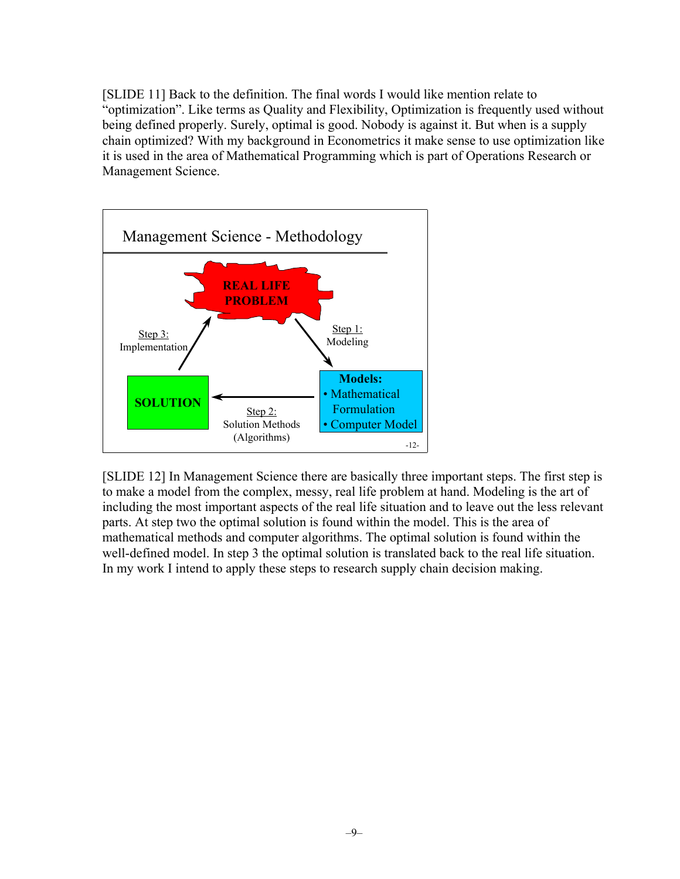[SLIDE 11] Back to the definition. The final words I would like mention relate to "optimization". Like terms as Quality and Flexibility, Optimization is frequently used without being defined properly. Surely, optimal is good. Nobody is against it. But when is a supply chain optimized? With my background in Econometrics it make sense to use optimization like it is used in the area of Mathematical Programming which is part of Operations Research or Management Science.

Management Science - Methodology

**REAL LIFE PROBLEM**

Step 1: Modeling

**Models:**
- Mathematical Formulation
- Computer Model

Step 2: Solution Methods (Algorithms)

**SOLUTION**

Step 3: Implementation

-12-

[SLIDE 12] In Management Science there are basically three important steps. The first step is to make a model from the complex, messy, real life problem at hand. Modeling is the art of including the most important aspects of the real life situation and to leave out the less relevant parts. At step two the optimal solution is found within the model. This is the area of mathematical methods and computer algorithms. The optimal solution is found within the well-defined model. In step 3 the optimal solution is translated back to the real life situation. In my work I intend to apply these steps to research supply chain decision making.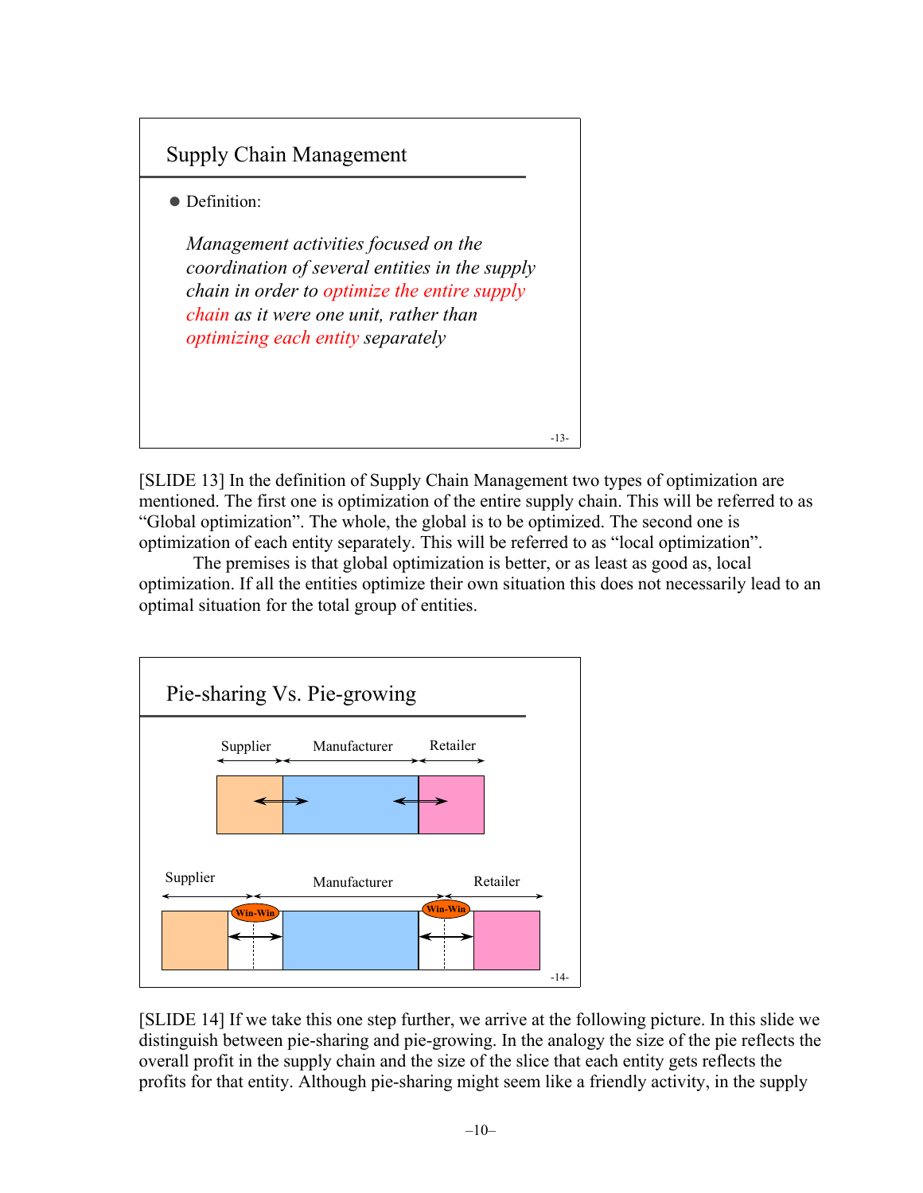## Supply Chain Management

- Definition:

  *Management activities focused on the coordination of several entities in the supply chain in order to optimize the entire supply chain as it were one unit, rather than optimizing each entity separately*

[SLIDE 13] In the definition of Supply Chain Management two types of optimization are mentioned. The first one is optimization of the entire supply chain. This will be referred to as "Global optimization". The whole, the global is to be optimized. The second one is optimization of each entity separately. This will be referred to as "local optimization".

The premises is that global optimization is better, or as least as good as, local optimization. If all the entities optimize their own situation this does not necessarily lead to an optimal situation for the total group of entities.

## Pie-sharing Vs. Pie-growing

Supplier | Manufacturer | Retailer

Supplier | Win-Win | Manufacturer | Win-Win | Retailer

[SLIDE 14] If we take this one step further, we arrive at the following picture. In this slide we distinguish between pie-sharing and pie-growing. In the analogy the size of the pie reflects the overall profit in the supply chain and the size of the slice that each entity gets reflects the profits for that entity. Although pie-sharing might seem like a friendly activity, in the supply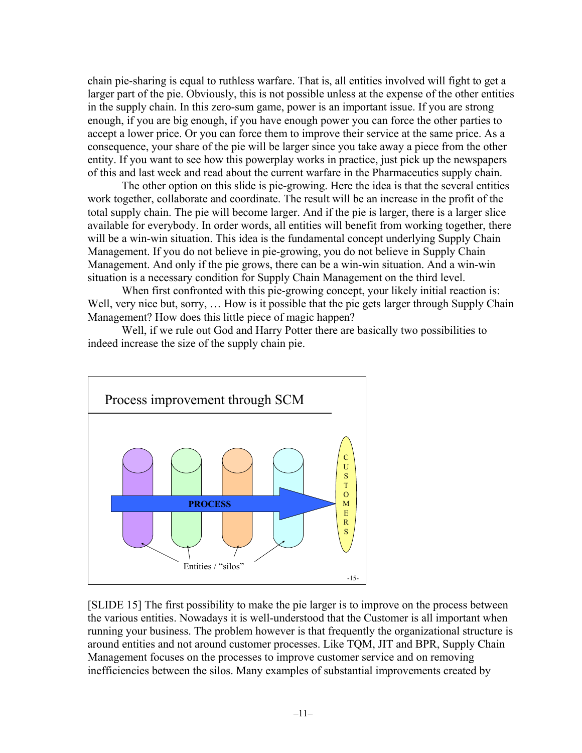chain pie-sharing is equal to ruthless warfare. That is, all entities involved will fight to get a larger part of the pie. Obviously, this is not possible unless at the expense of the other entities in the supply chain. In this zero-sum game, power is an important issue. If you are strong enough, if you are big enough, if you have enough power you can force the other parties to accept a lower price. Or you can force them to improve their service at the same price. As a consequence, your share of the pie will be larger since you take away a piece from the other entity. If you want to see how this powerplay works in practice, just pick up the newspapers of this and last week and read about the current warfare in the Pharmaceutics supply chain.

The other option on this slide is pie-growing. Here the idea is that the several entities work together, collaborate and coordinate. The result will be an increase in the profit of the total supply chain. The pie will become larger. And if the pie is larger, there is a larger slice available for everybody. In order words, all entities will benefit from working together, there will be a win-win situation. This idea is the fundamental concept underlying Supply Chain Management. If you do not believe in pie-growing, you do not believe in Supply Chain Management. And only if the pie grows, there can be a win-win situation. And a win-win situation is a necessary condition for Supply Chain Management on the third level.

When first confronted with this pie-growing concept, your likely initial reaction is: Well, very nice but, sorry, … How is it possible that the pie gets larger through Supply Chain Management? How does this little piece of magic happen?

Well, if we rule out God and Harry Potter there are basically two possibilities to indeed increase the size of the supply chain pie.

Process improvement through SCM

PROCESS

CUSTOMERS

Entities / "silos"

-15-

[SLIDE 15] The first possibility to make the pie larger is to improve on the process between the various entities. Nowadays it is well-understood that the Customer is all important when running your business. The problem however is that frequently the organizational structure is around entities and not around customer processes. Like TQM, JIT and BPR, Supply Chain Management focuses on the processes to improve customer service and on removing inefficiencies between the silos. Many examples of substantial improvements created by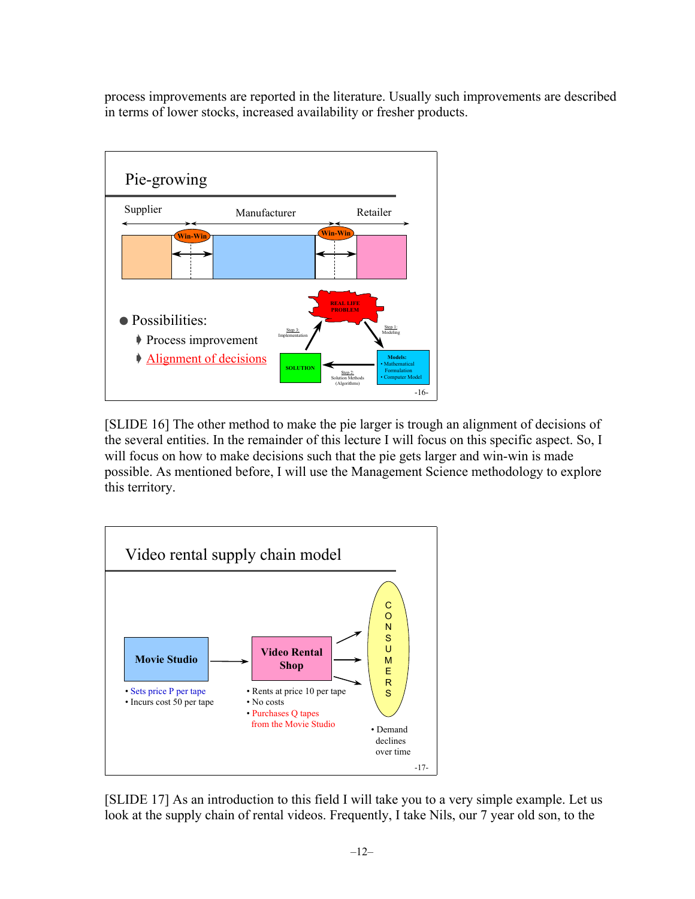process improvements are reported in the literature. Usually such improvements are described in terms of lower stocks, increased availability or fresher products.

**Pie-growing**

Supplier — Manufacturer — Retailer

Win-Win / Win-Win

- Possibilities:
  - Process improvement
  - Alignment of decisions

REAL LIFE PROBLEM → Step 1: Modeling → Models: • Mathematical Formulation • Computer Model → Step 2: Solution Methods (Algorithms) → SOLUTION → Step 3: Implementation → REAL LIFE PROBLEM

-16-

[SLIDE 16] The other method to make the pie larger is trough an alignment of decisions of the several entities. In the remainder of this lecture I will focus on this specific aspect. So, I will focus on how to make decisions such that the pie gets larger and win-win is made possible. As mentioned before, I will use the Management Science methodology to explore this territory.

**Video rental supply chain model**

Movie Studio → Video Rental Shop → CONSUMERS

Movie Studio:
- Sets price P per tape
- Incurs cost 50 per tape

Video Rental Shop:
- Rents at price 10 per tape
- No costs
- Purchases Q tapes from the Movie Studio

Consumers:
- Demand declines over time

-17-

[SLIDE 17] As an introduction to this field I will take you to a very simple example. Let us look at the supply chain of rental videos. Frequently, I take Nils, our 7 year old son, to the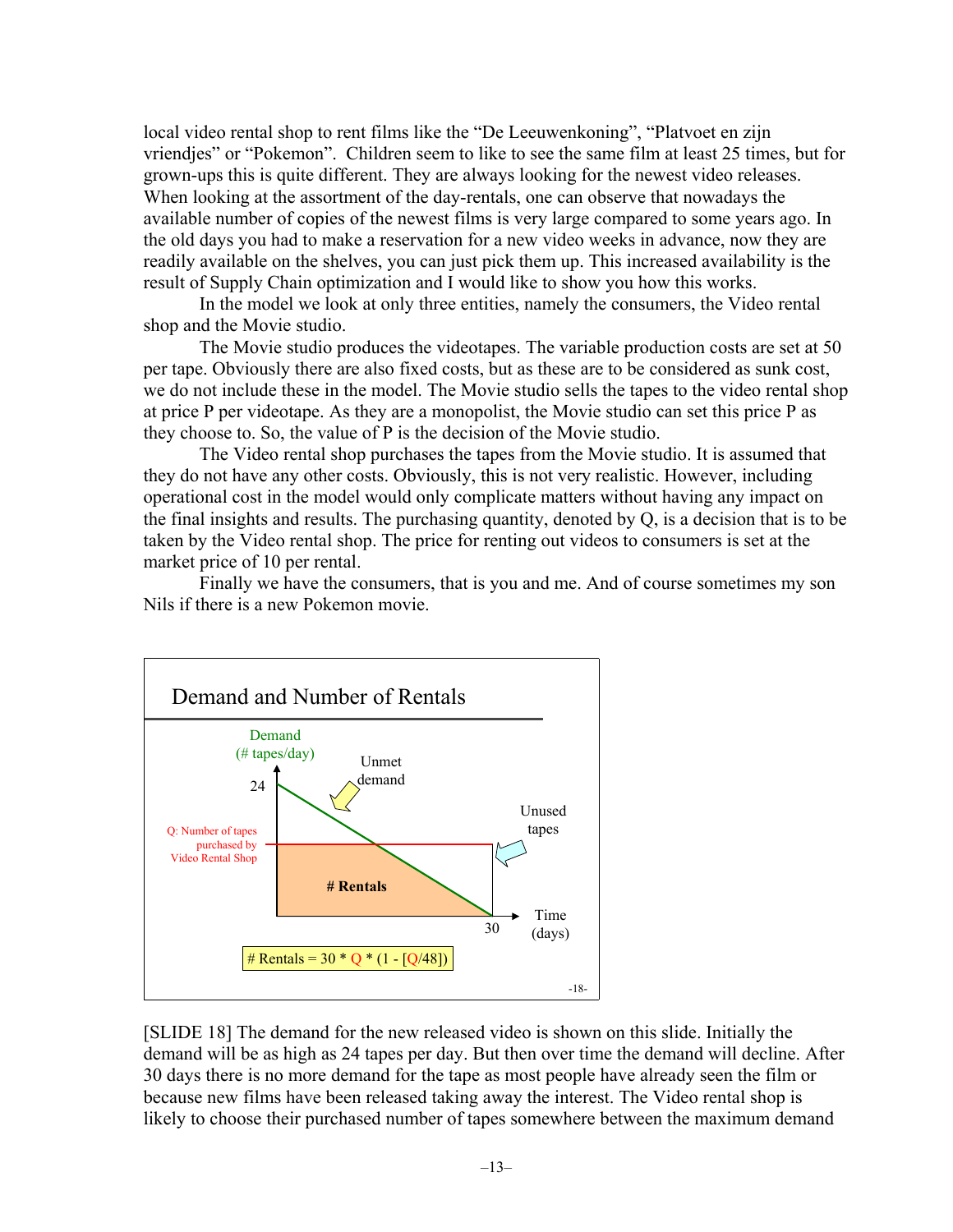local video rental shop to rent films like the "De Leeuwenkoning", "Platvoet en zijn vriendjes" or "Pokemon". Children seem to like to see the same film at least 25 times, but for grown-ups this is quite different. They are always looking for the newest video releases. When looking at the assortment of the day-rentals, one can observe that nowadays the available number of copies of the newest films is very large compared to some years ago. In the old days you had to make a reservation for a new video weeks in advance, now they are readily available on the shelves, you can just pick them up. This increased availability is the result of Supply Chain optimization and I would like to show you how this works.

In the model we look at only three entities, namely the consumers, the Video rental shop and the Movie studio.

The Movie studio produces the videotapes. The variable production costs are set at 50 per tape. Obviously there are also fixed costs, but as these are to be considered as sunk cost, we do not include these in the model. The Movie studio sells the tapes to the video rental shop at price P per videotape. As they are a monopolist, the Movie studio can set this price P as they choose to. So, the value of P is the decision of the Movie studio.

The Video rental shop purchases the tapes from the Movie studio. It is assumed that they do not have any other costs. Obviously, this is not very realistic. However, including operational cost in the model would only complicate matters without having any impact on the final insights and results. The purchasing quantity, denoted by Q, is a decision that is to be taken by the Video rental shop. The price for renting out videos to consumers is set at the market price of 10 per rental.

Finally we have the consumers, that is you and me. And of course sometimes my son Nils if there is a new Pokemon movie.

**Demand and Number of Rentals**

Demand (# tapes/day): 24 at time 0, declining linearly to 0 at 30 days. Q: Number of tapes purchased by Video Rental Shop. Unmet demand; Unused tapes; # Rentals.

$$\# \text{Rentals} = 30 * Q * (1 - [Q/48])$$

-18-

[SLIDE 18] The demand for the new released video is shown on this slide. Initially the demand will be as high as 24 tapes per day. But then over time the demand will decline. After 30 days there is no more demand for the tape as most people have already seen the film or because new films have been released taking away the interest. The Video rental shop is likely to choose their purchased number of tapes somewhere between the maximum demand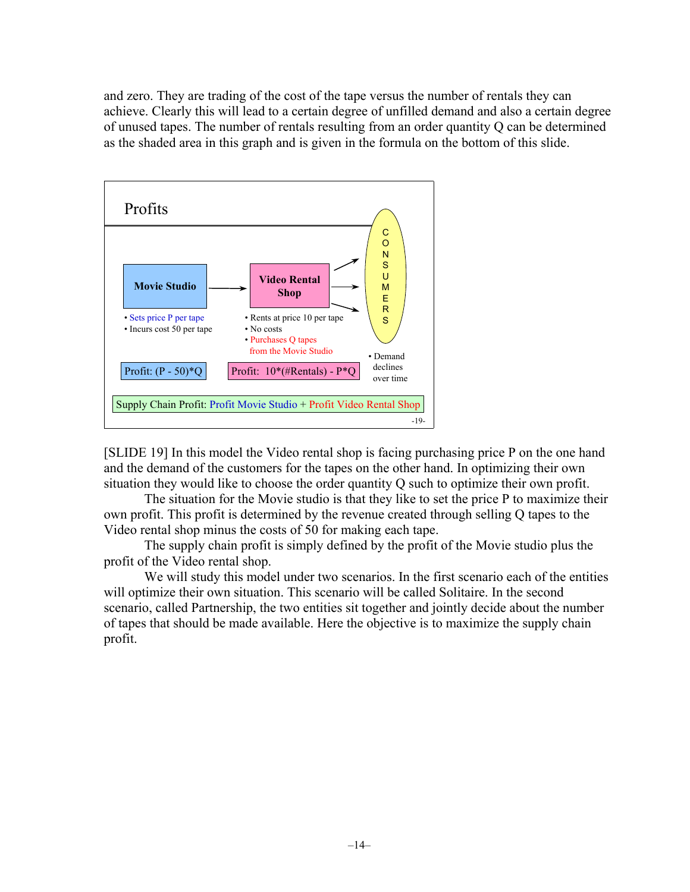and zero. They are trading of the cost of the tape versus the number of rentals they can achieve. Clearly this will lead to a certain degree of unfilled demand and also a certain degree of unused tapes. The number of rentals resulting from an order quantity Q can be determined as the shaded area in this graph and is given in the formula on the bottom of this slide.

**Profits**

**Movie Studio**
- Sets price P per tape
- Incurs cost 50 per tape

Profit: (P - 50)*Q

**Video Rental Shop**
- Rents at price 10 per tape
- No costs
- Purchases Q tapes from the Movie Studio

Profit: 10*(#Rentals) - P*Q

**CONSUMERS**
- Demand declines over time

Supply Chain Profit: Profit Movie Studio + Profit Video Rental Shop

-19-

[SLIDE 19] In this model the Video rental shop is facing purchasing price P on the one hand and the demand of the customers for the tapes on the other hand. In optimizing their own situation they would like to choose the order quantity Q such to optimize their own profit.

The situation for the Movie studio is that they like to set the price P to maximize their own profit. This profit is determined by the revenue created through selling Q tapes to the Video rental shop minus the costs of 50 for making each tape.

The supply chain profit is simply defined by the profit of the Movie studio plus the profit of the Video rental shop.

We will study this model under two scenarios. In the first scenario each of the entities will optimize their own situation. This scenario will be called Solitaire. In the second scenario, called Partnership, the two entities sit together and jointly decide about the number of tapes that should be made available. Here the objective is to maximize the supply chain profit.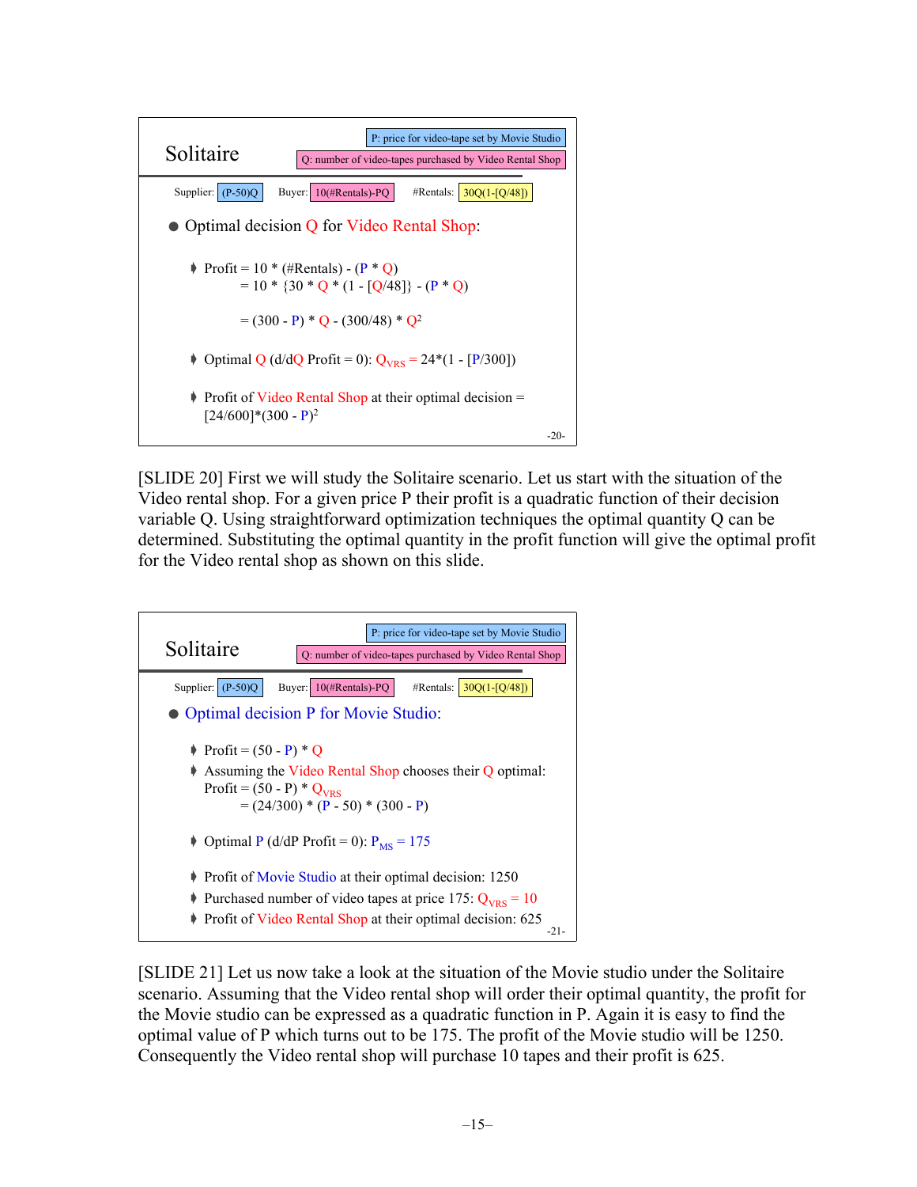## Solitaire

P: price for video-tape set by Movie Studio

Q: number of video-tapes purchased by Video Rental Shop

Supplier: (P-50)Q  Buyer: 10(#Rentals)-PQ  #Rentals: 30Q(1-[Q/48])

- Optimal decision Q for Video Rental Shop:
  - Profit = 10 * (#Rentals) - (P * Q)
    = 10 * {30 * Q * (1 - [Q/48]} - (P * Q)

    = (300 - P) * Q - (300/48) * $Q^2$
  - Optimal Q (d/dQ Profit = 0): $Q_{VRS}$ = 24*(1 - [P/300])
  - Profit of Video Rental Shop at their optimal decision = [24/600]*(300 - P)$^2$

-20-

[SLIDE 20] First we will study the Solitaire scenario. Let us start with the situation of the Video rental shop. For a given price P their profit is a quadratic function of their decision variable Q. Using straightforward optimization techniques the optimal quantity Q can be determined. Substituting the optimal quantity in the profit function will give the optimal profit for the Video rental shop as shown on this slide.

## Solitaire

P: price for video-tape set by Movie Studio

Q: number of video-tapes purchased by Video Rental Shop

Supplier: (P-50)Q  Buyer: 10(#Rentals)-PQ  #Rentals: 30Q(1-[Q/48])

- Optimal decision P for Movie Studio:
  - Profit = (50 - P) * Q
  - Assuming the Video Rental Shop chooses their Q optimal:
    Profit = (50 - P) * $Q_{VRS}$
    = (24/300) * (P - 50) * (300 - P)
  - Optimal P (d/dP Profit = 0): $P_{MS}$ = 175
  - Profit of Movie Studio at their optimal decision: 1250
  - Purchased number of video tapes at price 175: $Q_{VRS}$ = 10
  - Profit of Video Rental Shop at their optimal decision: 625

-21-

[SLIDE 21] Let us now take a look at the situation of the Movie studio under the Solitaire scenario. Assuming that the Video rental shop will order their optimal quantity, the profit for the Movie studio can be expressed as a quadratic function in P. Again it is easy to find the optimal value of P which turns out to be 175. The profit of the Movie studio will be 1250. Consequently the Video rental shop will purchase 10 tapes and their profit is 625.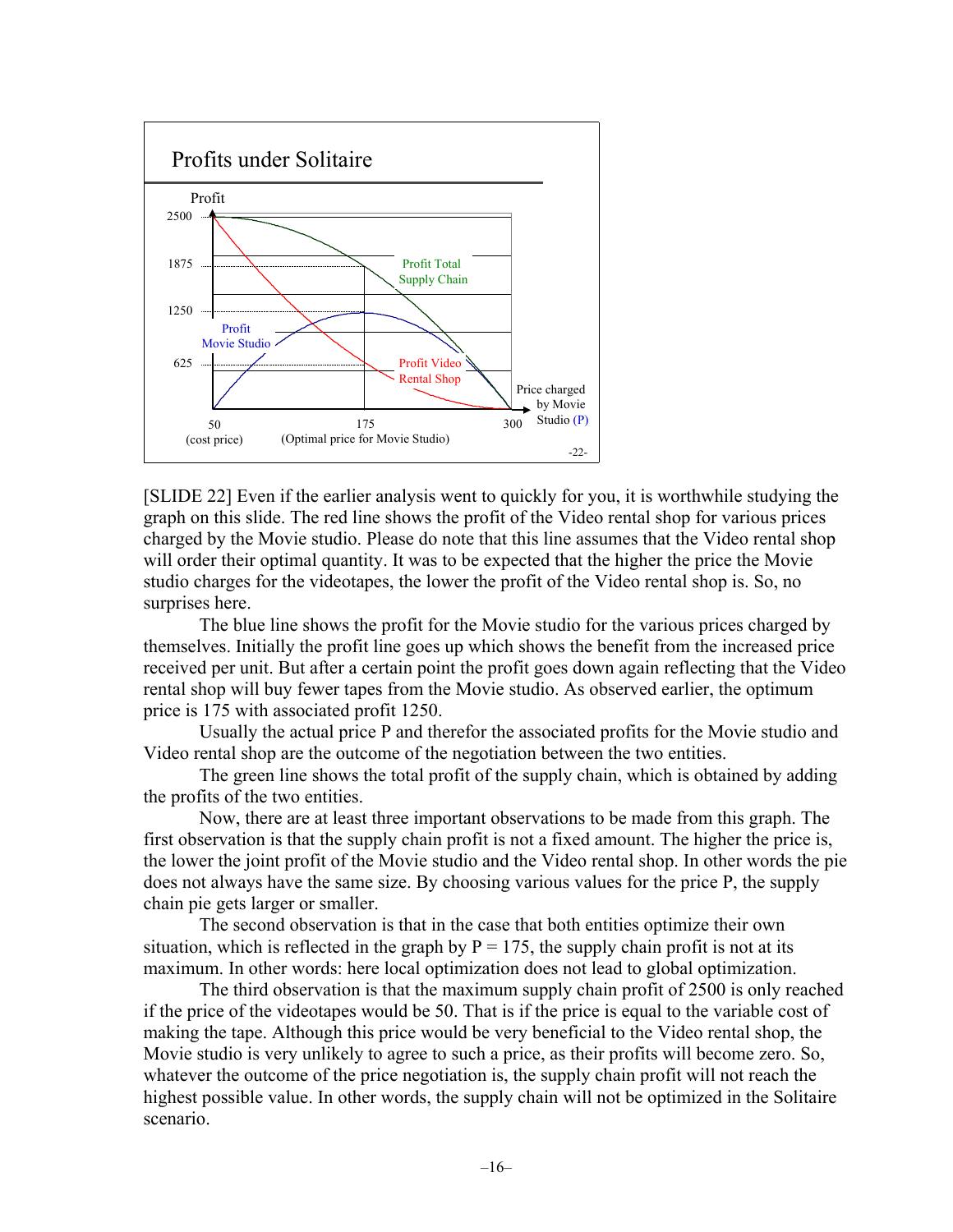## Profits under Solitaire

Profit

2500

1875

1250

625

Profit Total Supply Chain

Profit Movie Studio

Profit Video Rental Shop

Price charged by Movie Studio (P)

50 (cost price) | 175 (Optimal price for Movie Studio) | 300

-22-

[SLIDE 22] Even if the earlier analysis went to quickly for you, it is worthwhile studying the graph on this slide. The red line shows the profit of the Video rental shop for various prices charged by the Movie studio. Please do note that this line assumes that the Video rental shop will order their optimal quantity. It was to be expected that the higher the price the Movie studio charges for the videotapes, the lower the profit of the Video rental shop is. So, no surprises here.

The blue line shows the profit for the Movie studio for the various prices charged by themselves. Initially the profit line goes up which shows the benefit from the increased price received per unit. But after a certain point the profit goes down again reflecting that the Video rental shop will buy fewer tapes from the Movie studio. As observed earlier, the optimum price is 175 with associated profit 1250.

Usually the actual price P and therefor the associated profits for the Movie studio and Video rental shop are the outcome of the negotiation between the two entities.

The green line shows the total profit of the supply chain, which is obtained by adding the profits of the two entities.

Now, there are at least three important observations to be made from this graph. The first observation is that the supply chain profit is not a fixed amount. The higher the price is, the lower the joint profit of the Movie studio and the Video rental shop. In other words the pie does not always have the same size. By choosing various values for the price P, the supply chain pie gets larger or smaller.

The second observation is that in the case that both entities optimize their own situation, which is reflected in the graph by P = 175, the supply chain profit is not at its maximum. In other words: here local optimization does not lead to global optimization.

The third observation is that the maximum supply chain profit of 2500 is only reached if the price of the videotapes would be 50. That is if the price is equal to the variable cost of making the tape. Although this price would be very beneficial to the Video rental shop, the Movie studio is very unlikely to agree to such a price, as their profits will become zero. So, whatever the outcome of the price negotiation is, the supply chain profit will not reach the highest possible value. In other words, the supply chain will not be optimized in the Solitaire scenario.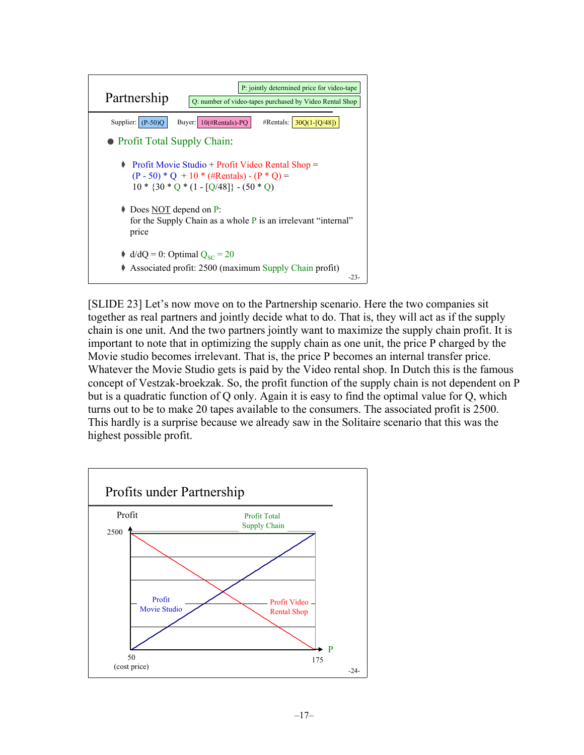## Partnership

P: jointly determined price for video-tape

Q: number of video-tapes purchased by Video Rental Shop

Supplier: (P-50)Q    Buyer: 10(#Rentals)-PQ    #Rentals: 30Q(1-[Q/48])

- Profit Total Supply Chain:
  - Profit Movie Studio + Profit Video Rental Shop =
    (P - 50) * Q + 10 * (#Rentals) - (P * Q) =
    10 * {30 * Q * (1 - [Q/48]} - (50 * Q)
  - Does NOT depend on P:
    for the Supply Chain as a whole P is an irrelevant "internal" price
  - d/dQ = 0: Optimal $Q_{SC}$ = 20
  - Associated profit: 2500 (maximum Supply Chain profit)

-23-

[SLIDE 23] Let's now move on to the Partnership scenario. Here the two companies sit together as real partners and jointly decide what to do. That is, they will act as if the supply chain is one unit. And the two partners jointly want to maximize the supply chain profit. It is important to note that in optimizing the supply chain as one unit, the price P charged by the Movie studio becomes irrelevant. That is, the price P becomes an internal transfer price. Whatever the Movie Studio gets is paid by the Video rental shop. In Dutch this is the famous concept of Vestzak-broekzak. So, the profit function of the supply chain is not dependent on P but is a quadratic function of Q only. Again it is easy to find the optimal value for Q, which turns out to be to make 20 tapes available to the consumers. The associated profit is 2500. This hardly is a surprise because we already saw in the Solitaire scenario that this was the highest possible profit.

## Profits under Partnership

Profit

2500

Profit Total Supply Chain

Profit Movie Studio

Profit Video Rental Shop

P

50 (cost price)

175

-24-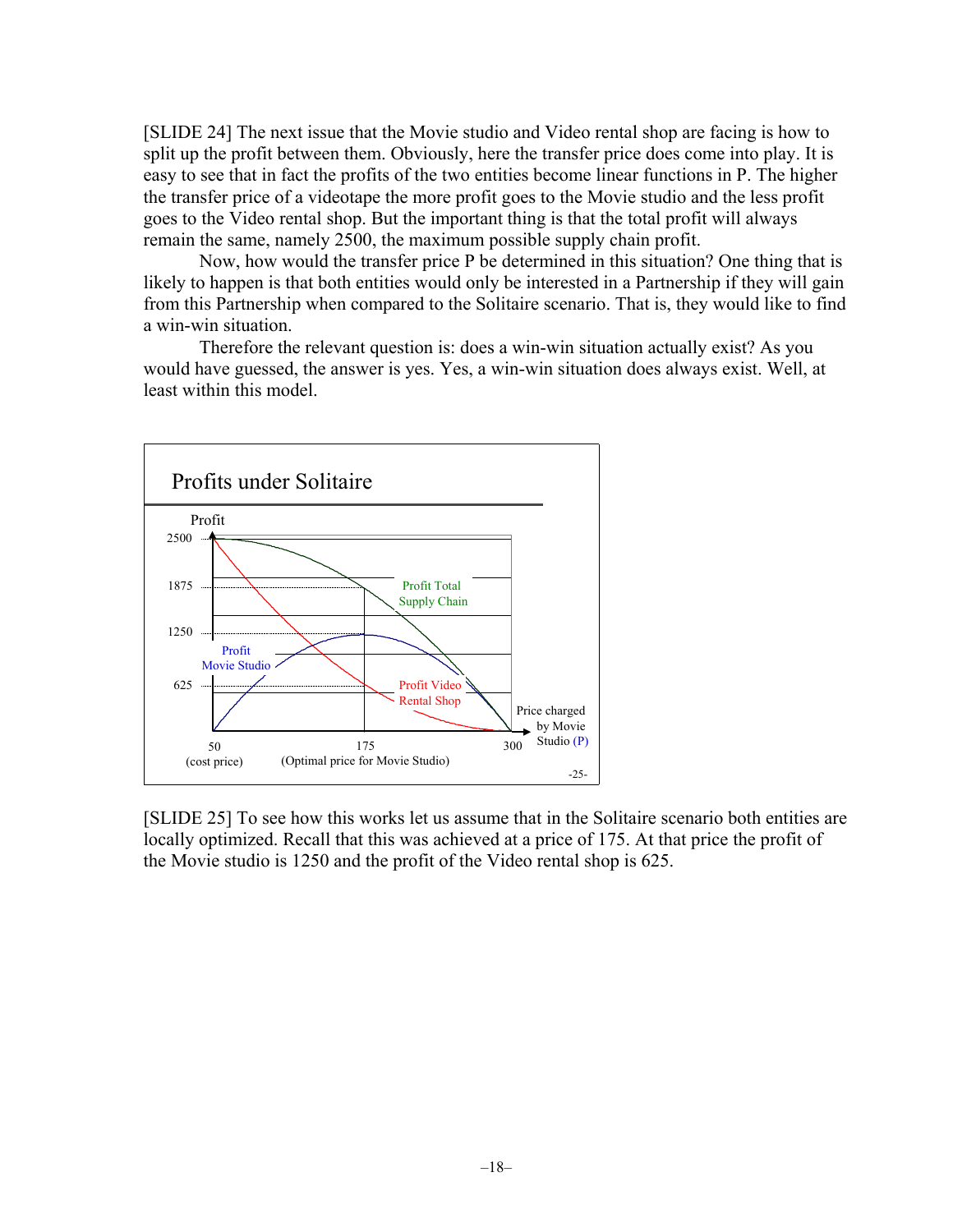[SLIDE 24] The next issue that the Movie studio and Video rental shop are facing is how to split up the profit between them. Obviously, here the transfer price does come into play. It is easy to see that in fact the profits of the two entities become linear functions in P. The higher the transfer price of a videotape the more profit goes to the Movie studio and the less profit goes to the Video rental shop. But the important thing is that the total profit will always remain the same, namely 2500, the maximum possible supply chain profit.

Now, how would the transfer price P be determined in this situation? One thing that is likely to happen is that both entities would only be interested in a Partnership if they will gain from this Partnership when compared to the Solitaire scenario. That is, they would like to find a win-win situation.

Therefore the relevant question is: does a win-win situation actually exist? As you would have guessed, the answer is yes. Yes, a win-win situation does always exist. Well, at least within this model.

**Profits under Solitaire**

Profit

2500

1875

1250

625

Profit Total Supply Chain

Profit Movie Studio

Profit Video Rental Shop

Price charged by Movie Studio (P)

50 (cost price)

175 (Optimal price for Movie Studio)

300

-25-

[SLIDE 25] To see how this works let us assume that in the Solitaire scenario both entities are locally optimized. Recall that this was achieved at a price of 175. At that price the profit of the Movie studio is 1250 and the profit of the Video rental shop is 625.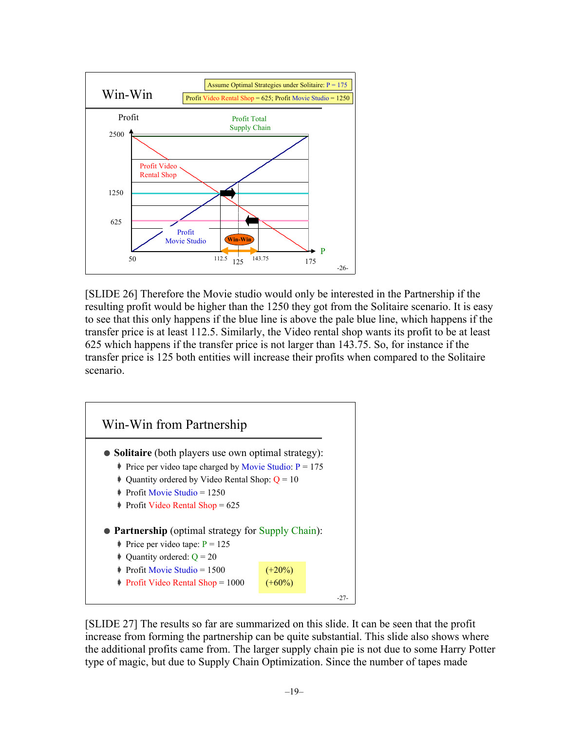## Win-Win

Assume Optimal Strategies under Solitaire: P = 175

Profit Video Rental Shop = 625; Profit Movie Studio = 1250

Profit

2500

1250

625

50

112.5 125 143.75

175

P

Profit Total Supply Chain

Profit Video Rental Shop

Profit Movie Studio

Win-Win

-26-

[SLIDE 26] Therefore the Movie studio would only be interested in the Partnership if the resulting profit would be higher than the 1250 they got from the Solitaire scenario. It is easy to see that this only happens if the blue line is above the pale blue line, which happens if the transfer price is at least 112.5. Similarly, the Video rental shop wants its profit to be at least 625 which happens if the transfer price is not larger than 143.75. So, for instance if the transfer price is 125 both entities will increase their profits when compared to the Solitaire scenario.

## Win-Win from Partnership

- **Solitaire** (both players use own optimal strategy):
  - Price per video tape charged by Movie Studio: P = 175
  - Quantity ordered by Video Rental Shop: Q = 10
  - Profit Movie Studio = 1250
  - Profit Video Rental Shop = 625
- **Partnership** (optimal strategy for Supply Chain):
  - Price per video tape: P = 125
  - Quantity ordered: Q = 20
  - Profit Movie Studio = 1500 (+20%)
  - Profit Video Rental Shop = 1000 (+60%)

-27-

[SLIDE 27] The results so far are summarized on this slide. It can be seen that the profit increase from forming the partnership can be quite substantial. This slide also shows where the additional profits came from. The larger supply chain pie is not due to some Harry Potter type of magic, but due to Supply Chain Optimization. Since the number of tapes made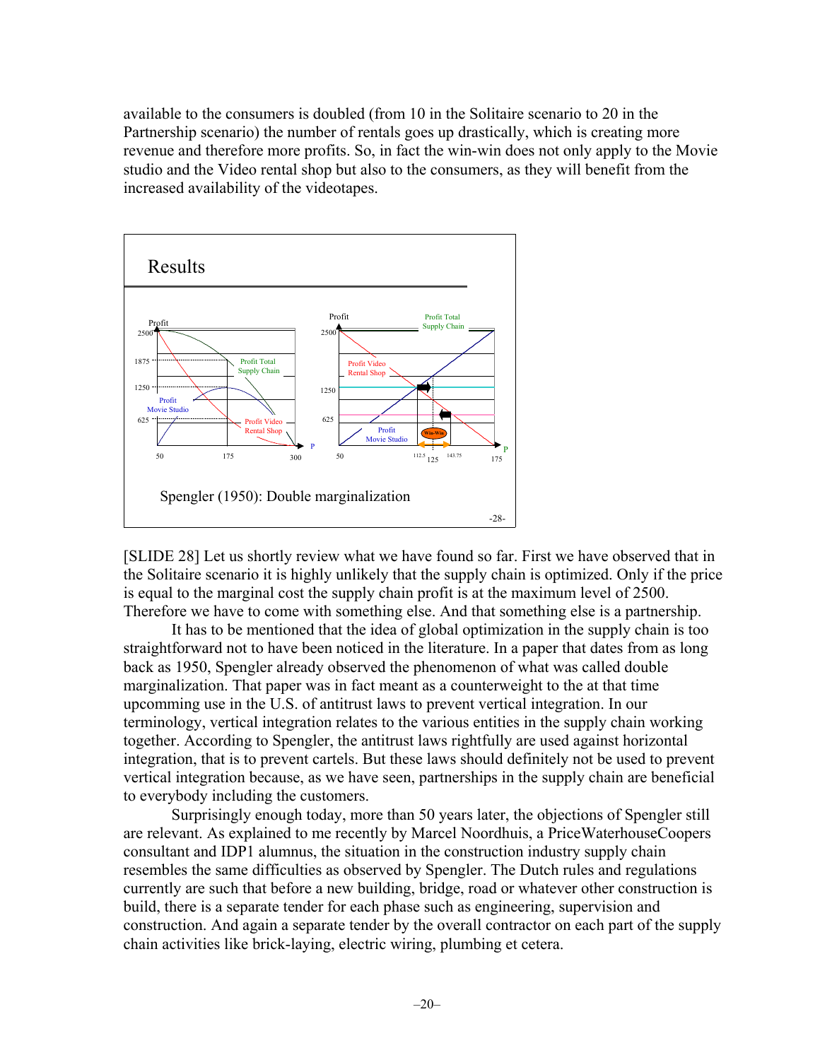available to the consumers is doubled (from 10 in the Solitaire scenario to 20 in the Partnership scenario) the number of rentals goes up drastically, which is creating more revenue and therefore more profits. So, in fact the win-win does not only apply to the Movie studio and the Video rental shop but also to the consumers, as they will benefit from the increased availability of the videotapes.

**Results**

Spengler (1950): Double marginalization

[SLIDE 28] Let us shortly review what we have found so far. First we have observed that in the Solitaire scenario it is highly unlikely that the supply chain is optimized. Only if the price is equal to the marginal cost the supply chain profit is at the maximum level of 2500. Therefore we have to come with something else. And that something else is a partnership.

It has to be mentioned that the idea of global optimization in the supply chain is too straightforward not to have been noticed in the literature. In a paper that dates from as long back as 1950, Spengler already observed the phenomenon of what was called double marginalization. That paper was in fact meant as a counterweight to the at that time upcomming use in the U.S. of antitrust laws to prevent vertical integration. In our terminology, vertical integration relates to the various entities in the supply chain working together. According to Spengler, the antitrust laws rightfully are used against horizontal integration, that is to prevent cartels. But these laws should definitely not be used to prevent vertical integration because, as we have seen, partnerships in the supply chain are beneficial to everybody including the customers.

Surprisingly enough today, more than 50 years later, the objections of Spengler still are relevant. As explained to me recently by Marcel Noordhuis, a PriceWaterhouseCoopers consultant and IDP1 alumnus, the situation in the construction industry supply chain resembles the same difficulties as observed by Spengler. The Dutch rules and regulations currently are such that before a new building, bridge, road or whatever other construction is build, there is a separate tender for each phase such as engineering, supervision and construction. And again a separate tender by the overall contractor on each part of the supply chain activities like brick-laying, electric wiring, plumbing et cetera.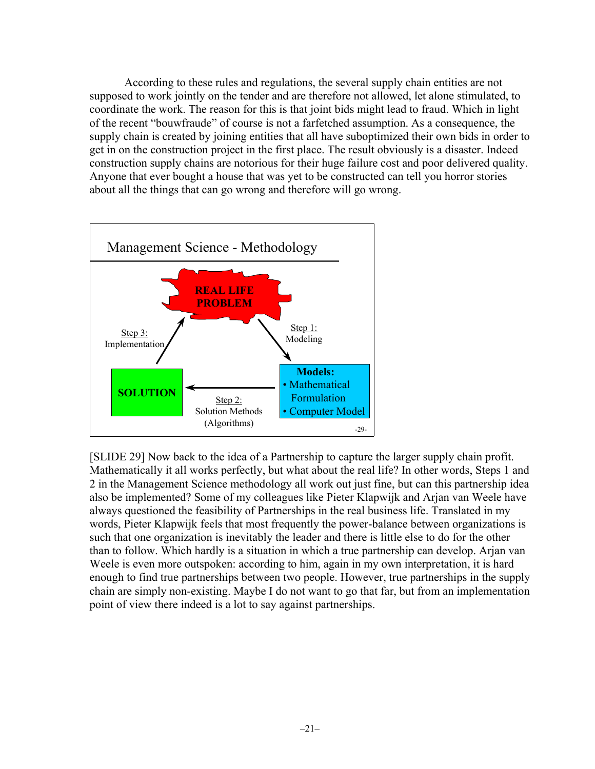According to these rules and regulations, the several supply chain entities are not supposed to work jointly on the tender and are therefore not allowed, let alone stimulated, to coordinate the work. The reason for this is that joint bids might lead to fraud. Which in light of the recent "bouwfraude" of course is not a farfetched assumption. As a consequence, the supply chain is created by joining entities that all have suboptimized their own bids in order to get in on the construction project in the first place. The result obviously is a disaster. Indeed construction supply chains are notorious for their huge failure cost and poor delivered quality. Anyone that ever bought a house that was yet to be constructed can tell you horror stories about all the things that can go wrong and therefore will go wrong.

Management Science - Methodology

REAL LIFE PROBLEM

Step 1: Modeling

Models:
- Mathematical Formulation
- Computer Model

Step 2: Solution Methods (Algorithms)

SOLUTION

Step 3: Implementation

-29-

[SLIDE 29] Now back to the idea of a Partnership to capture the larger supply chain profit. Mathematically it all works perfectly, but what about the real life? In other words, Steps 1 and 2 in the Management Science methodology all work out just fine, but can this partnership idea also be implemented? Some of my colleagues like Pieter Klapwijk and Arjan van Weele have always questioned the feasibility of Partnerships in the real business life. Translated in my words, Pieter Klapwijk feels that most frequently the power-balance between organizations is such that one organization is inevitably the leader and there is little else to do for the other than to follow. Which hardly is a situation in which a true partnership can develop. Arjan van Weele is even more outspoken: according to him, again in my own interpretation, it is hard enough to find true partnerships between two people. However, true partnerships in the supply chain are simply non-existing. Maybe I do not want to go that far, but from an implementation point of view there indeed is a lot to say against partnerships.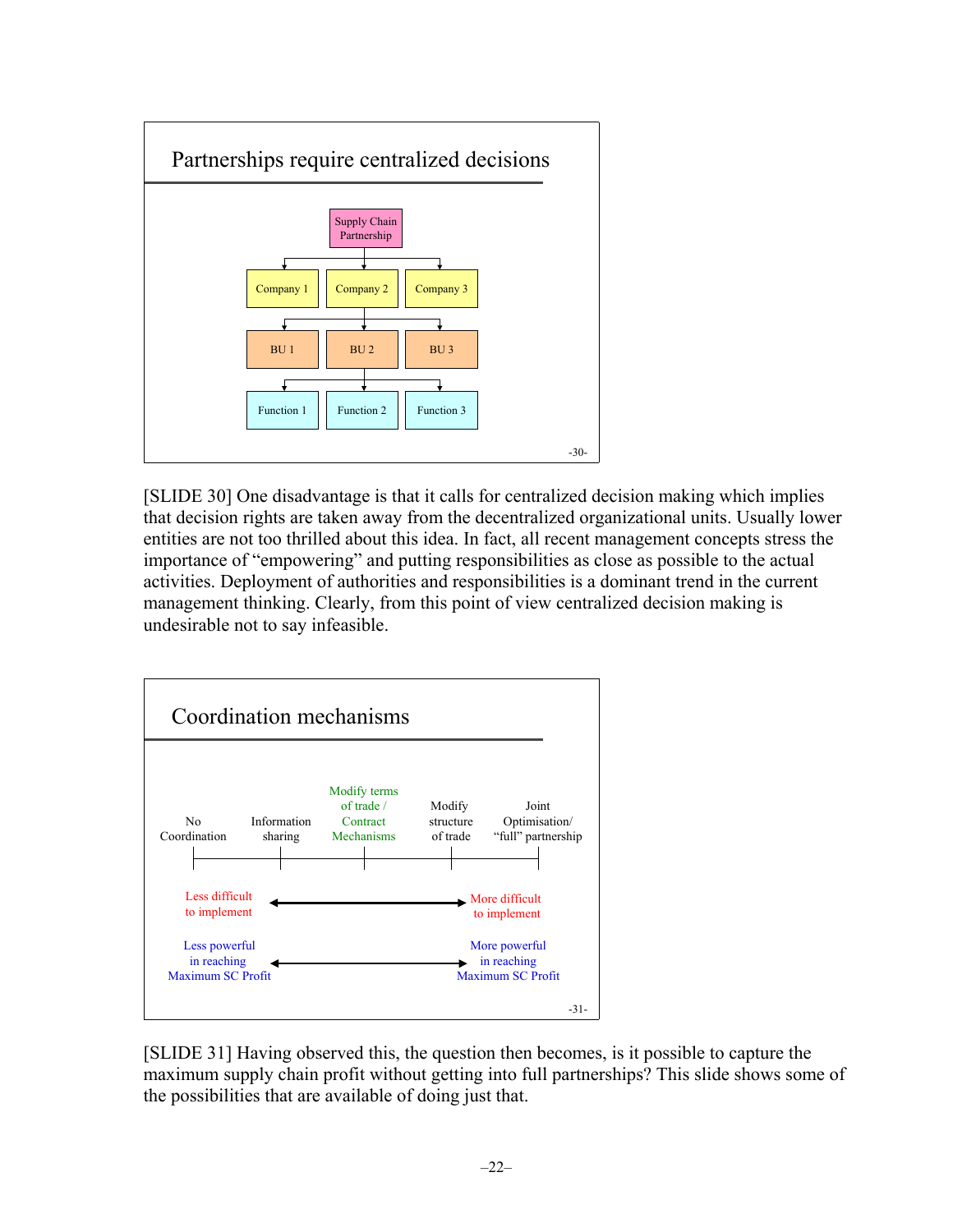## Partnerships require centralized decisions

Supply Chain Partnership

Company 1 | Company 2 | Company 3

BU 1 | BU 2 | BU 3

Function 1 | Function 2 | Function 3

-30-

[SLIDE 30] One disadvantage is that it calls for centralized decision making which implies that decision rights are taken away from the decentralized organizational units. Usually lower entities are not too thrilled about this idea. In fact, all recent management concepts stress the importance of "empowering" and putting responsibilities as close as possible to the actual activities. Deployment of authorities and responsibilities is a dominant trend in the current management thinking. Clearly, from this point of view centralized decision making is undesirable not to say infeasible.

## Coordination mechanisms

No Coordination | Information sharing | Modify terms of trade / Contract Mechanisms | Modify structure of trade | Joint Optimisation/ "full" partnership

Less difficult to implement ⟷ More difficult to implement

Less powerful in reaching Maximum SC Profit ⟷ More powerful in reaching Maximum SC Profit

-31-

[SLIDE 31] Having observed this, the question then becomes, is it possible to capture the maximum supply chain profit without getting into full partnerships? This slide shows some of the possibilities that are available of doing just that.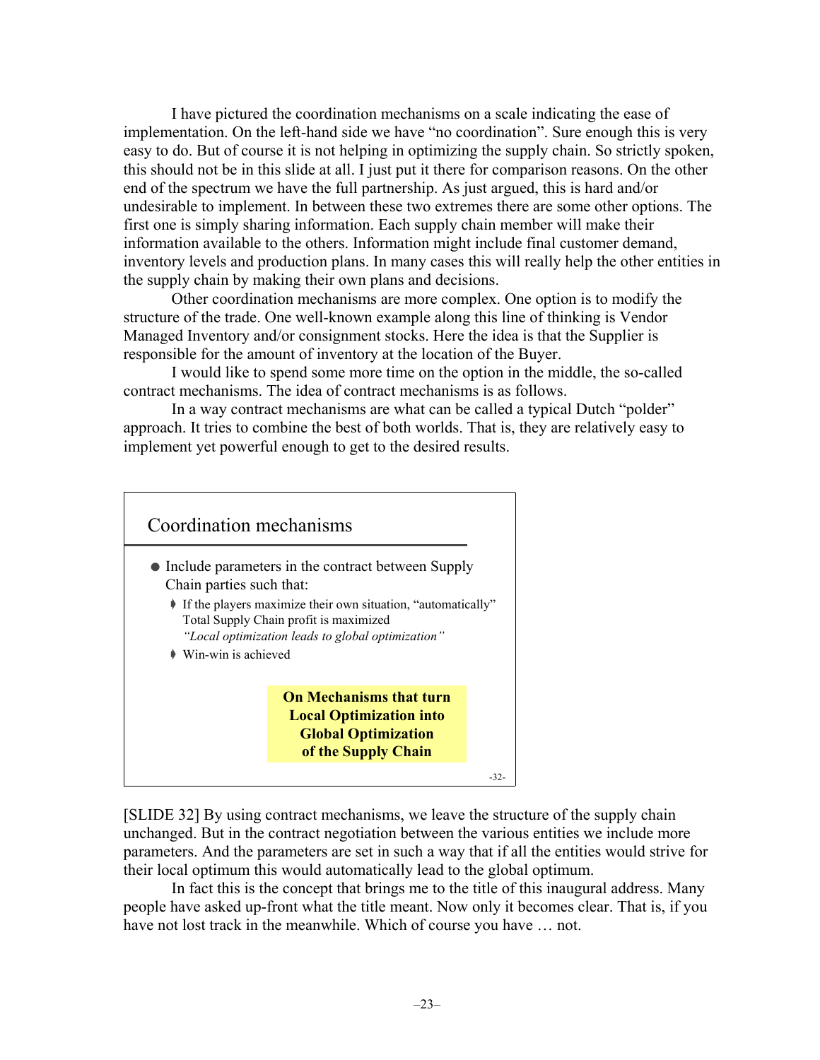I have pictured the coordination mechanisms on a scale indicating the ease of implementation. On the left-hand side we have "no coordination". Sure enough this is very easy to do. But of course it is not helping in optimizing the supply chain. So strictly spoken, this should not be in this slide at all. I just put it there for comparison reasons. On the other end of the spectrum we have the full partnership. As just argued, this is hard and/or undesirable to implement. In between these two extremes there are some other options. The first one is simply sharing information. Each supply chain member will make their information available to the others. Information might include final customer demand, inventory levels and production plans. In many cases this will really help the other entities in the supply chain by making their own plans and decisions.

Other coordination mechanisms are more complex. One option is to modify the structure of the trade. One well-known example along this line of thinking is Vendor Managed Inventory and/or consignment stocks. Here the idea is that the Supplier is responsible for the amount of inventory at the location of the Buyer.

I would like to spend some more time on the option in the middle, the so-called contract mechanisms. The idea of contract mechanisms is as follows.

In a way contract mechanisms are what can be called a typical Dutch "polder" approach. It tries to combine the best of both worlds. That is, they are relatively easy to implement yet powerful enough to get to the desired results.

> **Coordination mechanisms**
>
> - Include parameters in the contract between Supply Chain parties such that:
>   - If the players maximize their own situation, "automatically" Total Supply Chain profit is maximized
>     *"Local optimization leads to global optimization"*
>   - Win-win is achieved
>
> **On Mechanisms that turn Local Optimization into Global Optimization of the Supply Chain**
>
> -32-

[SLIDE 32] By using contract mechanisms, we leave the structure of the supply chain unchanged. But in the contract negotiation between the various entities we include more parameters. And the parameters are set in such a way that if all the entities would strive for their local optimum this would automatically lead to the global optimum.

In fact this is the concept that brings me to the title of this inaugural address. Many people have asked up-front what the title meant. Now only it becomes clear. That is, if you have not lost track in the meanwhile. Which of course you have … not.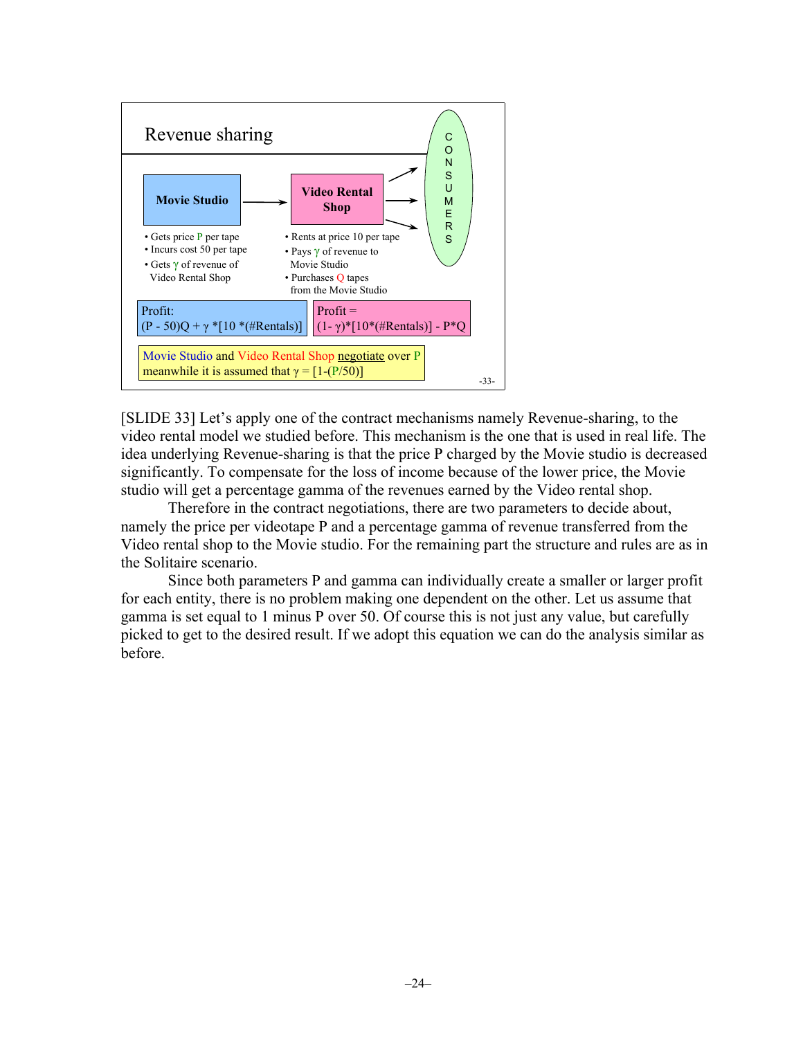## Revenue sharing

**Movie Studio** → **Video Rental Shop** → CONSUMERS

**Movie Studio**
- Gets price P per tape
- Incurs cost 50 per tape
- Gets $\gamma$ of revenue of Video Rental Shop

**Video Rental Shop**
- Rents at price 10 per tape
- Pays $\gamma$ of revenue to Movie Studio
- Purchases Q tapes from the Movie Studio

Profit: $(P - 50)Q + \gamma * [10 * (\#Rentals)]$

Profit = $(1 - \gamma) * [10 * (\#Rentals)] - P * Q$

Movie Studio and Video Rental Shop <u>negotiate</u> over P meanwhile it is assumed that $\gamma = [1 - (P/50)]$

-33-

[SLIDE 33] Let's apply one of the contract mechanisms namely Revenue-sharing, to the video rental model we studied before. This mechanism is the one that is used in real life. The idea underlying Revenue-sharing is that the price P charged by the Movie studio is decreased significantly. To compensate for the loss of income because of the lower price, the Movie studio will get a percentage gamma of the revenues earned by the Video rental shop.

Therefore in the contract negotiations, there are two parameters to decide about, namely the price per videotape P and a percentage gamma of revenue transferred from the Video rental shop to the Movie studio. For the remaining part the structure and rules are as in the Solitaire scenario.

Since both parameters P and gamma can individually create a smaller or larger profit for each entity, there is no problem making one dependent on the other. Let us assume that gamma is set equal to 1 minus P over 50. Of course this is not just any value, but carefully picked to get to the desired result. If we adopt this equation we can do the analysis similar as before.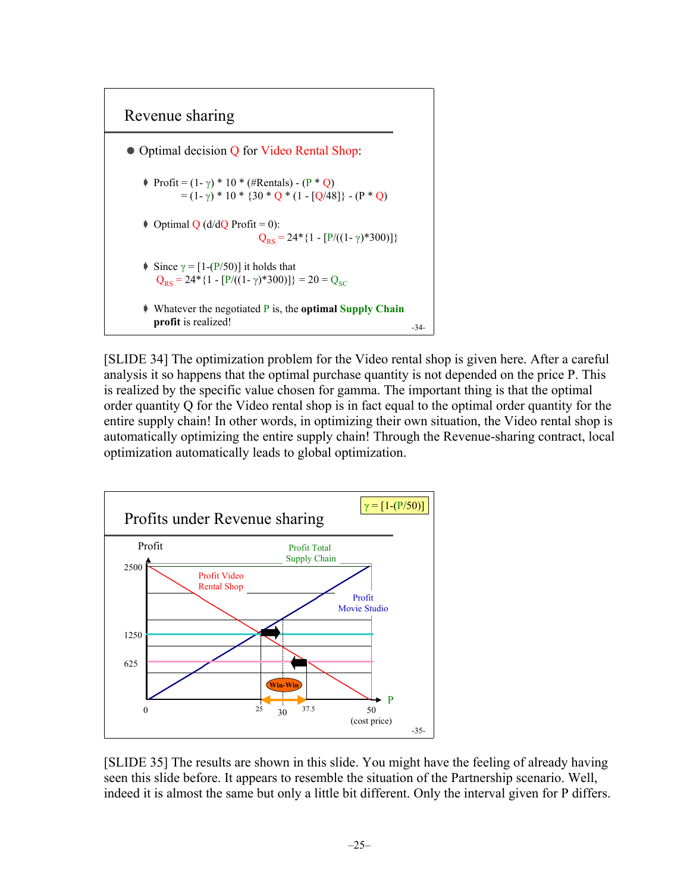## Revenue sharing

- Optimal decision Q for Video Rental Shop:
  - Profit = $(1-\gamma) * 10 * (\#\text{Rentals}) - (P * Q)$
    $= (1-\gamma) * 10 * \{30 * Q * (1 - [Q/48]\} - (P * Q)$
  - Optimal Q (d/dQ Profit = 0):
    $Q_{RS} = 24*\{1 - [P/((1-\gamma)*300)]\}$
  - Since $\gamma = [1-(P/50)]$ it holds that
    $Q_{RS} = 24*\{1 - [P/((1-\gamma)*300)]\} = 20 = Q_{SC}$
  - Whatever the negotiated P is, the **optimal Supply Chain profit** is realized!

-34-

[SLIDE 34] The optimization problem for the Video rental shop is given here. After a careful analysis it so happens that the optimal purchase quantity is not depended on the price P. This is realized by the specific value chosen for gamma. The important thing is that the optimal order quantity Q for the Video rental shop is in fact equal to the optimal order quantity for the entire supply chain! In other words, in optimizing their own situation, the Video rental shop is automatically optimizing the entire supply chain! Through the Revenue-sharing contract, local optimization automatically leads to global optimization.

## Profits under Revenue sharing

$\gamma = [1-(P/50)]$

Profit; 2500; 1250; 625; 0; Profit Total Supply Chain; Profit Video Rental Shop; Profit Movie Studio; Win-Win; 25; 30; 37.5; 50 (cost price); P

-35-

[SLIDE 35] The results are shown in this slide. You might have the feeling of already having seen this slide before. It appears to resemble the situation of the Partnership scenario. Well, indeed it is almost the same but only a little bit different. Only the interval given for P differs.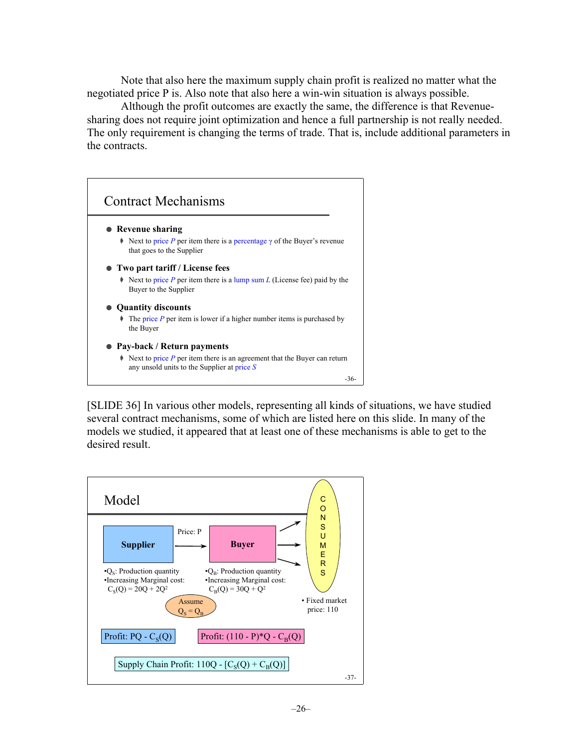Note that also here the maximum supply chain profit is realized no matter what the negotiated price P is. Also note that also here a win-win situation is always possible.

Although the profit outcomes are exactly the same, the difference is that Revenue-sharing does not require joint optimization and hence a full partnership is not really needed. The only requirement is changing the terms of trade. That is, include additional parameters in the contracts.

## Contract Mechanisms

- **Revenue sharing**
  - Next to price $P$ per item there is a percentage $\gamma$ of the Buyer's revenue that goes to the Supplier
- **Two part tariff / License fees**
  - Next to price $P$ per item there is a lump sum $L$ (License fee) paid by the Buyer to the Supplier
- **Quantity discounts**
  - The price $P$ per item is lower if a higher number items is purchased by the Buyer
- **Pay-back / Return payments**
  - Next to price $P$ per item there is an agreement that the Buyer can return any unsold units to the Supplier at price $S$

-36-

[SLIDE 36] In various other models, representing all kinds of situations, we have studied several contract mechanisms, some of which are listed here on this slide. In many of the models we studied, it appeared that at least one of these mechanisms is able to get to the desired result.

## Model

**Supplier** → Price: P → **Buyer** → CONSUMERS

Supplier:
- $Q_S$: Production quantity
- Increasing Marginal cost: $C_S(Q) = 20Q + 2Q^2$

Buyer:
- $Q_B$: Production quantity
- Increasing Marginal cost: $C_B(Q) = 30Q + Q^2$

Assume $Q_S = Q_B$

- Fixed market price: 110

Profit: $PQ - C_S(Q)$

Profit: $(110 - P)^*Q - C_B(Q)$

Supply Chain Profit: $110Q - [C_S(Q) + C_B(Q)]$

-37-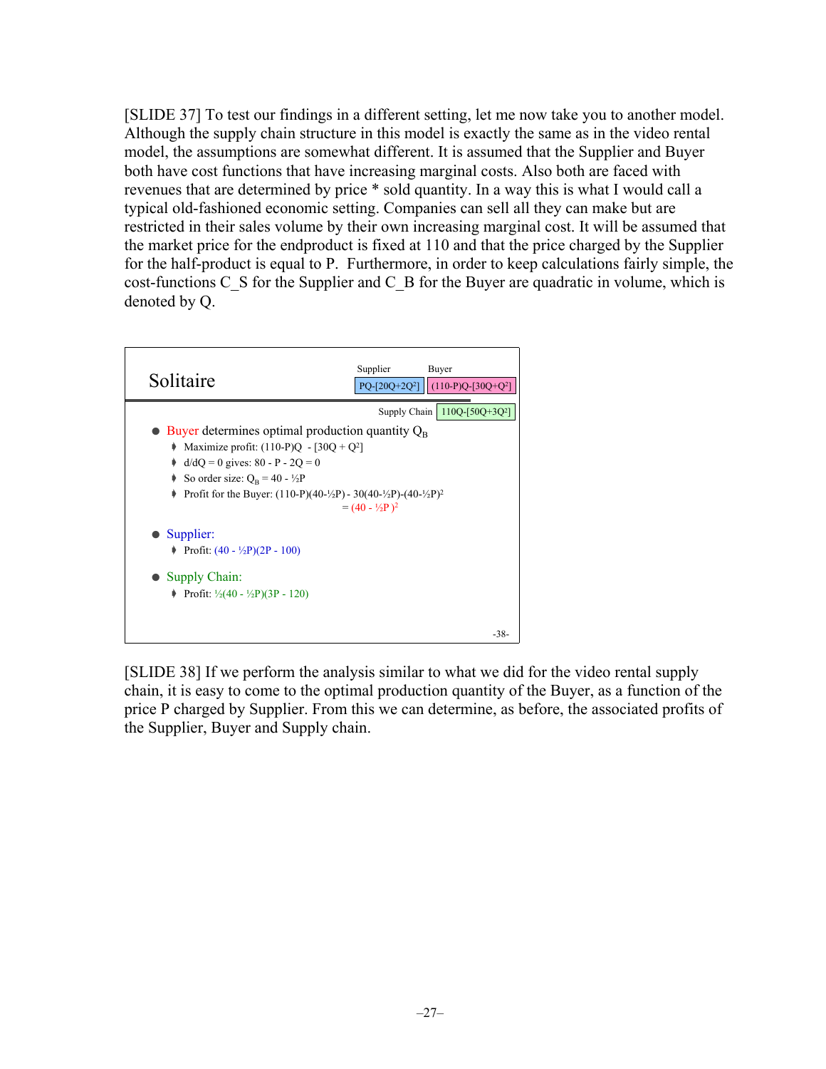[SLIDE 37] To test our findings in a different setting, let me now take you to another model. Although the supply chain structure in this model is exactly the same as in the video rental model, the assumptions are somewhat different. It is assumed that the Supplier and Buyer both have cost functions that have increasing marginal costs. Also both are faced with revenues that are determined by price * sold quantity. In a way this is what I would call a typical old-fashioned economic setting. Companies can sell all they can make but are restricted in their sales volume by their own increasing marginal cost. It will be assumed that the market price for the endproduct is fixed at 110 and that the price charged by the Supplier for the half-product is equal to P.  Furthermore, in order to keep calculations fairly simple, the cost-functions C_S for the Supplier and C_B for the Buyer are quadratic in volume, which is denoted by Q.

## Solitaire

| Supplier | Buyer |
| --- | --- |
| $PQ-[20Q+2Q^2]$ | $(110-P)Q-[30Q+Q^2]$ |

Supply Chain: $110Q-[50Q+3Q^2]$

- Buyer determines optimal production quantity $Q_B$
  - Maximize profit: $(110-P)Q - [30Q + Q^2]$
  - $d/dQ = 0$ gives: $80 - P - 2Q = 0$
  - So order size: $Q_B = 40 - ½P$
  - Profit for the Buyer: $(110-P)(40-½P) - 30(40-½P)-(40-½P)^2$ $= (40 - ½P)^2$
- Supplier:
  - Profit: $(40 - ½P)(2P - 100)$
- Supply Chain:
  - Profit: $½(40 - ½P)(3P - 120)$

-38-

[SLIDE 38] If we perform the analysis similar to what we did for the video rental supply chain, it is easy to come to the optimal production quantity of the Buyer, as a function of the price P charged by Supplier. From this we can determine, as before, the associated profits of the Supplier, Buyer and Supply chain.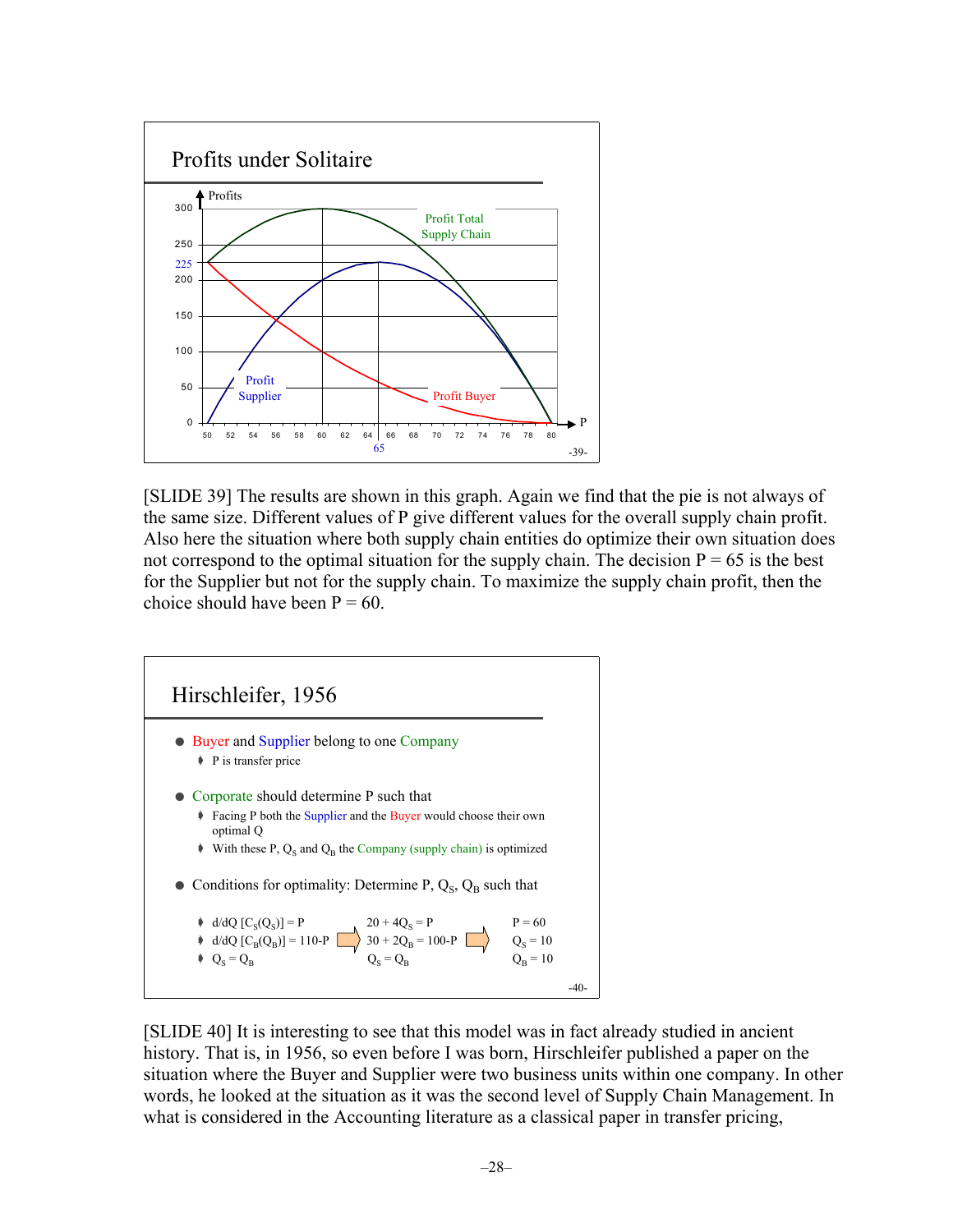## Profits under Solitaire

[Chart: Profits (y-axis, 0–300, with 225 marked) vs P (x-axis, 50–80, with 65 marked). Curves: Profit Total Supply Chain, Profit Supplier, Profit Buyer. -39-]

[SLIDE 39] The results are shown in this graph. Again we find that the pie is not always of the same size. Different values of P give different values for the overall supply chain profit. Also here the situation where both supply chain entities do optimize their own situation does not correspond to the optimal situation for the supply chain. The decision P = 65 is the best for the Supplier but not for the supply chain. To maximize the supply chain profit, then the choice should have been P = 60.

## Hirschleifer, 1956

- Buyer and Supplier belong to one Company
  - P is transfer price
- Corporate should determine P such that
  - Facing P both the Supplier and the Buyer would choose their own optimal Q
  - With these P, $Q_S$ and $Q_B$ the Company (supply chain) is optimized
- Conditions for optimality: Determine P, $Q_S$, $Q_B$ such that
  - $d/dQ\,[C_S(Q_S)] = P$
  - $d/dQ\,[C_B(Q_B)] = 110 - P$
  - $Q_S = Q_B$

$$20 + 4Q_S = P \qquad 30 + 2Q_B = 100 - P \qquad Q_S = Q_B$$

$$P = 60 \qquad Q_S = 10 \qquad Q_B = 10$$

-40-

[SLIDE 40] It is interesting to see that this model was in fact already studied in ancient history. That is, in 1956, so even before I was born, Hirschleifer published a paper on the situation where the Buyer and Supplier were two business units within one company. In other words, he looked at the situation as it was the second level of Supply Chain Management. In what is considered in the Accounting literature as a classical paper in transfer pricing,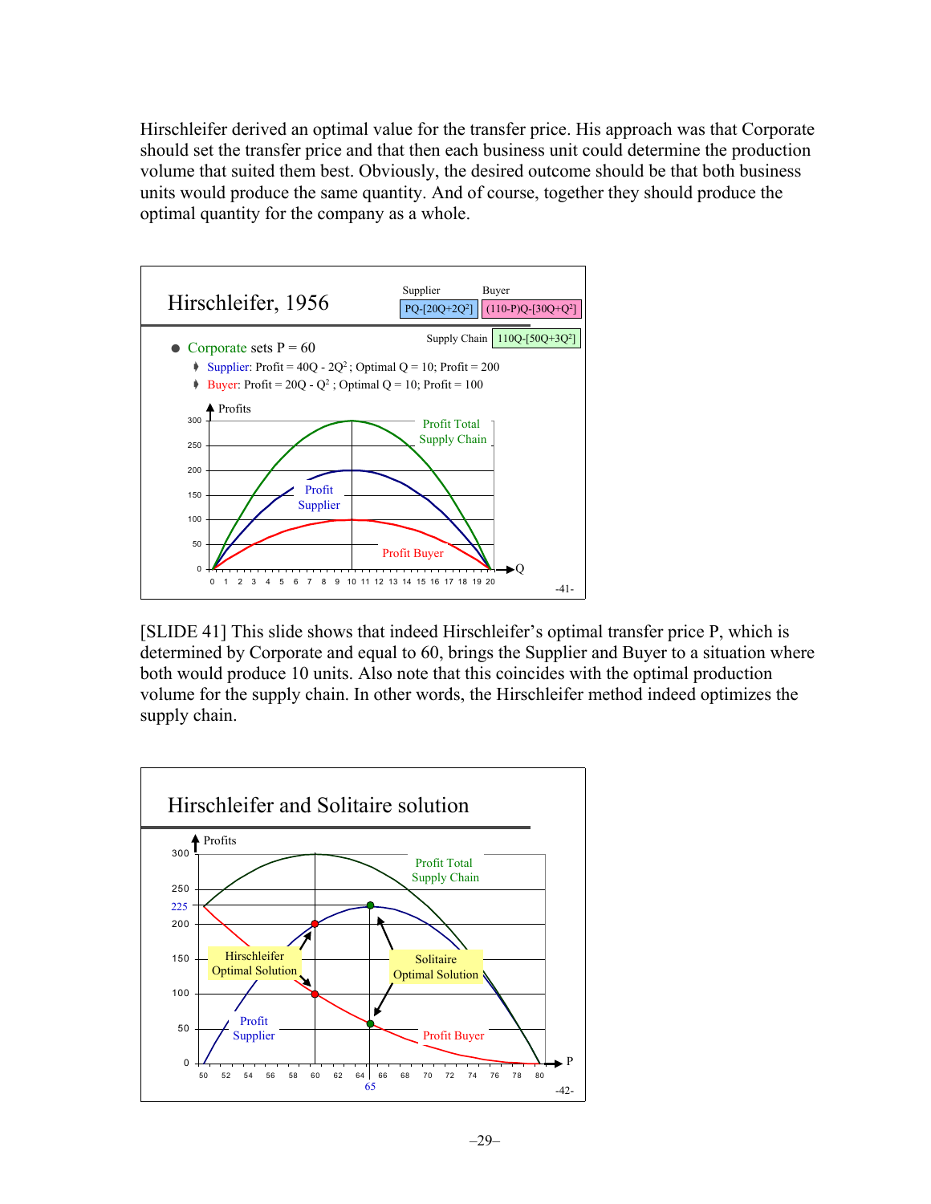Hirschleifer derived an optimal value for the transfer price. His approach was that Corporate should set the transfer price and that then each business unit could determine the production volume that suited them best. Obviously, the desired outcome should be that both business units would produce the same quantity. And of course, together they should produce the optimal quantity for the company as a whole.

## Hirschleifer, 1956

| Supplier | Buyer |
|---|---|
| $PQ-[20Q+2Q^2]$ | $(110-P)Q-[30Q+Q^2]$ |

Supply Chain: $110Q-[50Q+3Q^2]$

- Corporate sets P = 60
  - Supplier: Profit = $40Q - 2Q^2$ ; Optimal Q = 10; Profit = 200
  - Buyer: Profit = $20Q - Q^2$ ; Optimal Q = 10; Profit = 100

-41-

[SLIDE 41] This slide shows that indeed Hirschleifer's optimal transfer price P, which is determined by Corporate and equal to 60, brings the Supplier and Buyer to a situation where both would produce 10 units. Also note that this coincides with the optimal production volume for the supply chain. In other words, the Hirschleifer method indeed optimizes the supply chain.

## Hirschleifer and Solitaire solution

-42-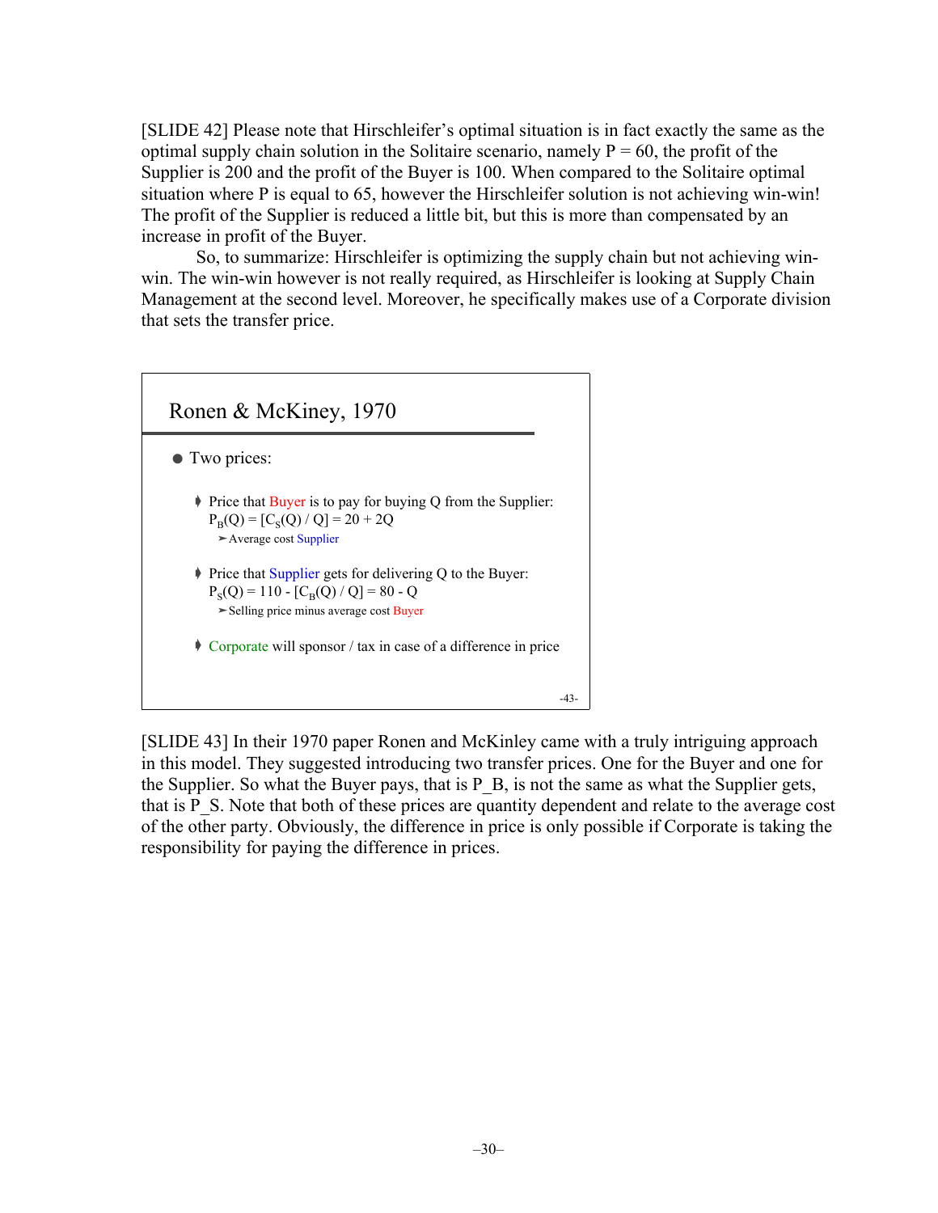[SLIDE 42] Please note that Hirschleifer's optimal situation is in fact exactly the same as the optimal supply chain solution in the Solitaire scenario, namely P = 60, the profit of the Supplier is 200 and the profit of the Buyer is 100. When compared to the Solitaire optimal situation where P is equal to 65, however the Hirschleifer solution is not achieving win-win! The profit of the Supplier is reduced a little bit, but this is more than compensated by an increase in profit of the Buyer.

So, to summarize: Hirschleifer is optimizing the supply chain but not achieving win-win. The win-win however is not really required, as Hirschleifer is looking at Supply Chain Management at the second level. Moreover, he specifically makes use of a Corporate division that sets the transfer price.

## Ronen & McKiney, 1970

- Two prices:
  - Price that Buyer is to pay for buying Q from the Supplier: $P_B(Q) = [C_S(Q) / Q] = 20 + 2Q$
    - Average cost Supplier
  - Price that Supplier gets for delivering Q to the Buyer: $P_S(Q) = 110 - [C_B(Q) / Q] = 80 - Q$
    - Selling price minus average cost Buyer
  - Corporate will sponsor / tax in case of a difference in price

-43-

[SLIDE 43] In their 1970 paper Ronen and McKinley came with a truly intriguing approach in this model. They suggested introducing two transfer prices. One for the Buyer and one for the Supplier. So what the Buyer pays, that is P_B, is not the same as what the Supplier gets, that is P_S. Note that both of these prices are quantity dependent and relate to the average cost of the other party. Obviously, the difference in price is only possible if Corporate is taking the responsibility for paying the difference in prices.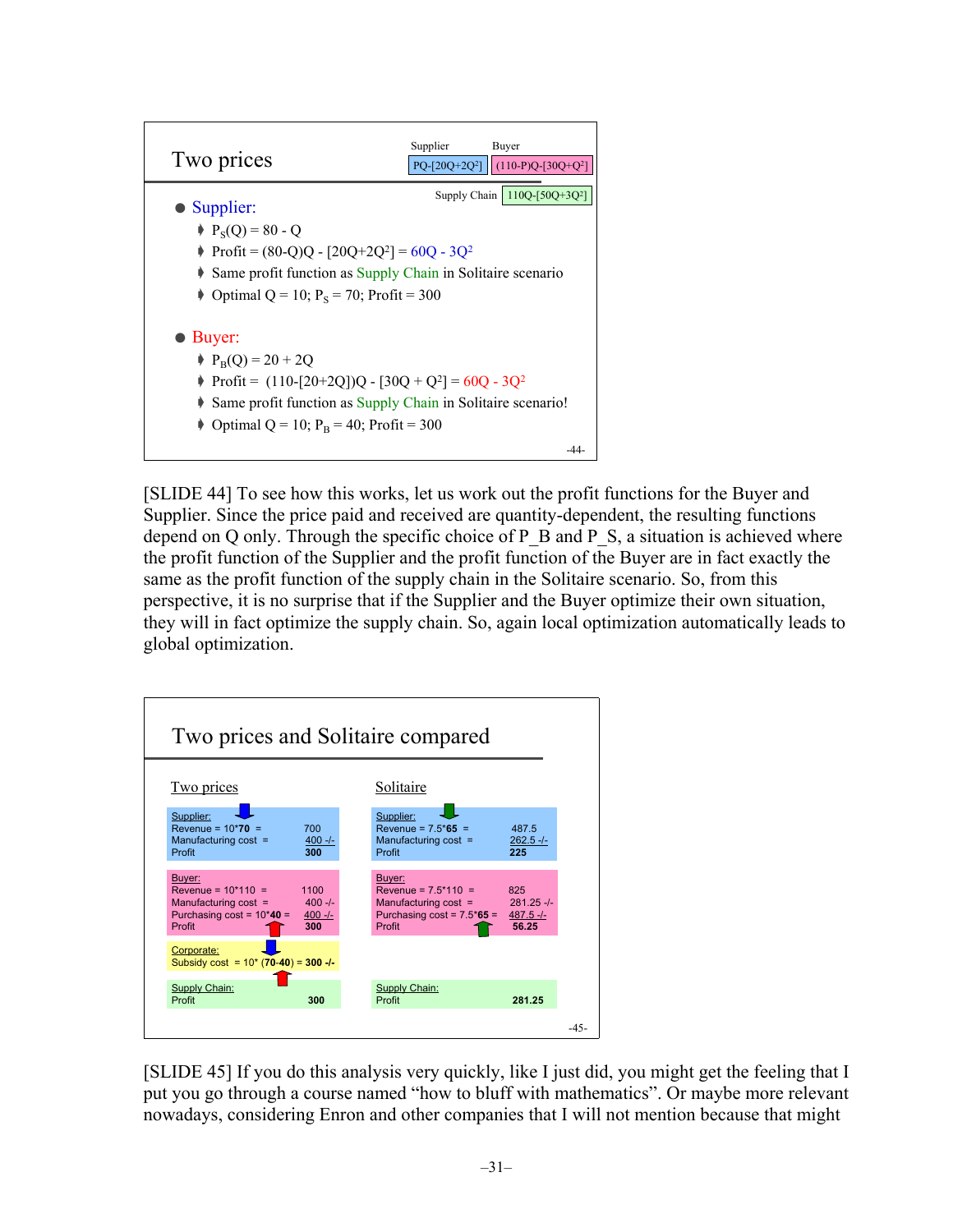## Two prices

| Supplier | Buyer |
|---|---|
| $PQ-[20Q+2Q^2]$ | $(110-P)Q-[30Q+Q^2]$ |

Supply Chain: $110Q-[50Q+3Q^2]$

- **Supplier:**
  - $P_S(Q) = 80 - Q$
  - Profit = $(80-Q)Q - [20Q+2Q^2] = 60Q - 3Q^2$
  - Same profit function as Supply Chain in Solitaire scenario
  - Optimal Q = 10; $P_S$ = 70; Profit = 300
- **Buyer:**
  - $P_B(Q) = 20 + 2Q$
  - Profit = $(110-[20+2Q])Q - [30Q + Q^2] = 60Q - 3Q^2$
  - Same profit function as Supply Chain in Solitaire scenario!
  - Optimal Q = 10; $P_B$ = 40; Profit = 300

-44-

[SLIDE 44] To see how this works, let us work out the profit functions for the Buyer and Supplier. Since the price paid and received are quantity-dependent, the resulting functions depend on Q only. Through the specific choice of P_B and P_S, a situation is achieved where the profit function of the Supplier and the profit function of the Buyer are in fact exactly the same as the profit function of the supply chain in the Solitaire scenario. So, from this perspective, it is no surprise that if the Supplier and the Buyer optimize their own situation, they will in fact optimize the supply chain. So, again local optimization automatically leads to global optimization.

## Two prices and Solitaire compared

**Two prices**

| Supplier: | |
|---|---|
| Revenue = 10\***70** = | 700 |
| Manufacturing cost = | 400 -/- |
| Profit | **300** |

| Buyer: | |
|---|---|
| Revenue = 10\*110 = | 1100 |
| Manufacturing cost = | 400 -/- |
| Purchasing cost = 10\***40** = | 400 -/- |
| Profit | **300** |

| Corporate: | |
|---|---|
| Subsidy cost = 10\* (**70-40**) = **300 -/-** | |

| Supply Chain: | |
|---|---|
| Profit | **300** |

**Solitaire**

| Supplier: | |
|---|---|
| Revenue = 7.5\***65** = | 487.5 |
| Manufacturing cost = | 262.5 -/- |
| Profit | **225** |

| Buyer: | |
|---|---|
| Revenue = 7.5\*110 = | 825 |
| Manufacturing cost = | 281.25 -/- |
| Purchasing cost = 7.5\***65** = | 487.5 -/- |
| Profit | **56.25** |

| Supply Chain: | |
|---|---|
| Profit | **281.25** |

-45-

[SLIDE 45] If you do this analysis very quickly, like I just did, you might get the feeling that I put you go through a course named “how to bluff with mathematics”. Or maybe more relevant nowadays, considering Enron and other companies that I will not mention because that might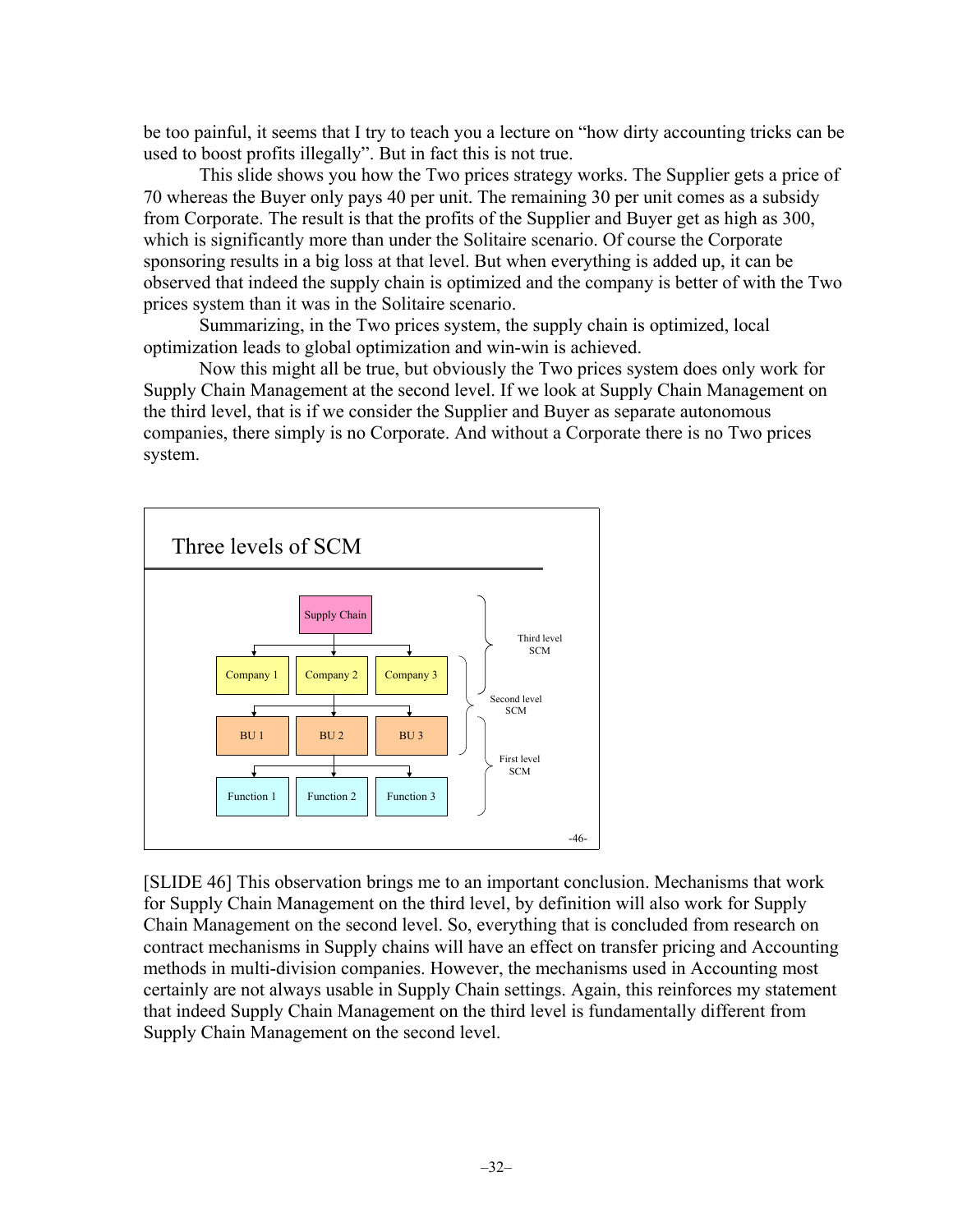be too painful, it seems that I try to teach you a lecture on "how dirty accounting tricks can be used to boost profits illegally". But in fact this is not true.

This slide shows you how the Two prices strategy works. The Supplier gets a price of 70 whereas the Buyer only pays 40 per unit. The remaining 30 per unit comes as a subsidy from Corporate. The result is that the profits of the Supplier and Buyer get as high as 300, which is significantly more than under the Solitaire scenario. Of course the Corporate sponsoring results in a big loss at that level. But when everything is added up, it can be observed that indeed the supply chain is optimized and the company is better of with the Two prices system than it was in the Solitaire scenario.

Summarizing, in the Two prices system, the supply chain is optimized, local optimization leads to global optimization and win-win is achieved.

Now this might all be true, but obviously the Two prices system does only work for Supply Chain Management at the second level. If we look at Supply Chain Management on the third level, that is if we consider the Supplier and Buyer as separate autonomous companies, there simply is no Corporate. And without a Corporate there is no Two prices system.

**Three levels of SCM**

- Supply Chain
  - Company 1, Company 2, Company 3
    - BU 1, BU 2, BU 3
      - Function 1, Function 2, Function 3

Third level SCM: Supply Chain – Companies
Second level SCM: Companies – BUs
First level SCM: BUs – Functions

-46-

[SLIDE 46] This observation brings me to an important conclusion. Mechanisms that work for Supply Chain Management on the third level, by definition will also work for Supply Chain Management on the second level. So, everything that is concluded from research on contract mechanisms in Supply chains will have an effect on transfer pricing and Accounting methods in multi-division companies. However, the mechanisms used in Accounting most certainly are not always usable in Supply Chain settings. Again, this reinforces my statement that indeed Supply Chain Management on the third level is fundamentally different from Supply Chain Management on the second level.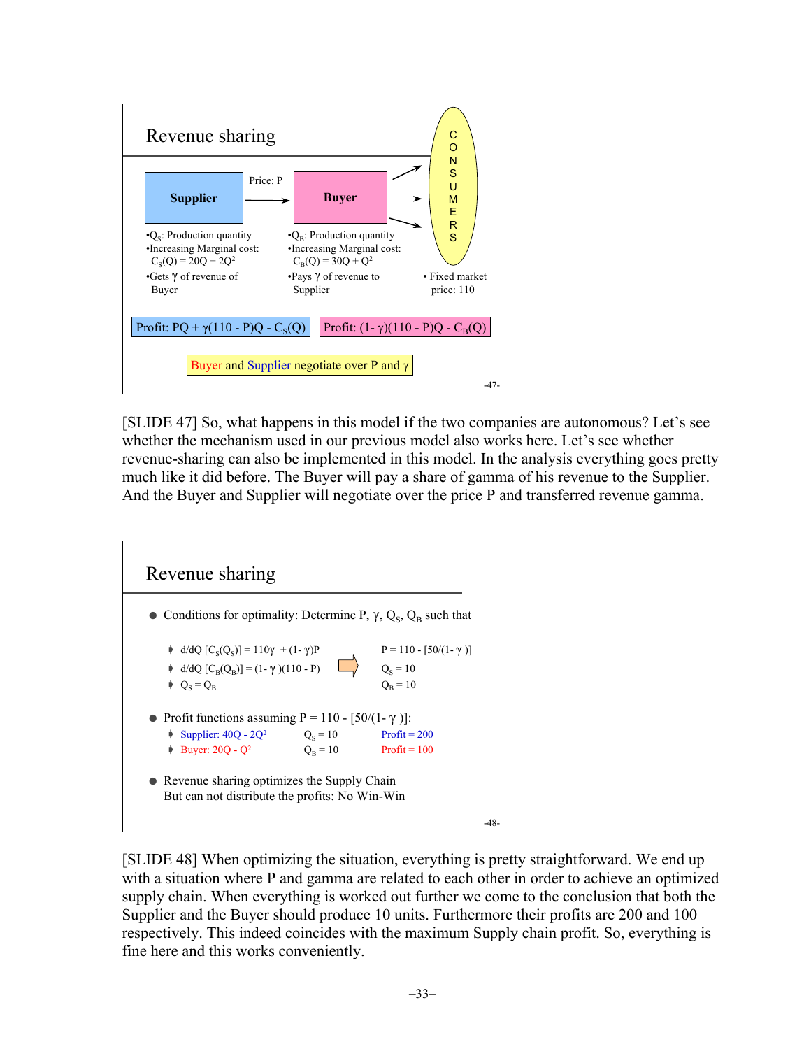## Revenue sharing

**Supplier** —Price: P→ **Buyer** → CONSUMERS

- $Q_S$: Production quantity
- Increasing Marginal cost: $C_S(Q) = 20Q + 2Q^2$
- Gets $\gamma$ of revenue of Buyer

- $Q_B$: Production quantity
- Increasing Marginal cost: $C_B(Q) = 30Q + Q^2$
- Pays $\gamma$ of revenue to Supplier

- Fixed market price: 110

Profit: $PQ + \gamma(110 - P)Q - C_S(Q)$

Profit: $(1-\gamma)(110 - P)Q - C_B(Q)$

Buyer and Supplier negotiate over P and $\gamma$

-47-

[SLIDE 47] So, what happens in this model if the two companies are autonomous? Let's see whether the mechanism used in our previous model also works here. Let's see whether revenue-sharing can also be implemented in this model. In the analysis everything goes pretty much like it did before. The Buyer will pay a share of gamma of his revenue to the Supplier. And the Buyer and Supplier will negotiate over the price P and transferred revenue gamma.

## Revenue sharing

- Conditions for optimality: Determine P, $\gamma$, $Q_S$, $Q_B$ such that
  - $d/dQ\,[C_S(Q_S)] = 110\gamma + (1-\gamma)P$
  - $d/dQ\,[C_B(Q_B)] = (1-\gamma)(110 - P)$
  - $Q_S = Q_B$

  ⇒ $P = 110 - [50/(1-\gamma)]$, $Q_S = 10$, $Q_B = 10$

- Profit functions assuming $P = 110 - [50/(1-\gamma)]$:
  - Supplier: $40Q - 2Q^2$ — $Q_S = 10$ — Profit = 200
  - Buyer: $20Q - Q^2$ — $Q_B = 10$ — Profit = 100

- Revenue sharing optimizes the Supply Chain
  But can not distribute the profits: No Win-Win

-48-

[SLIDE 48] When optimizing the situation, everything is pretty straightforward. We end up with a situation where P and gamma are related to each other in order to achieve an optimized supply chain. When everything is worked out further we come to the conclusion that both the Supplier and the Buyer should produce 10 units. Furthermore their profits are 200 and 100 respectively. This indeed coincides with the maximum Supply chain profit. So, everything is fine here and this works conveniently.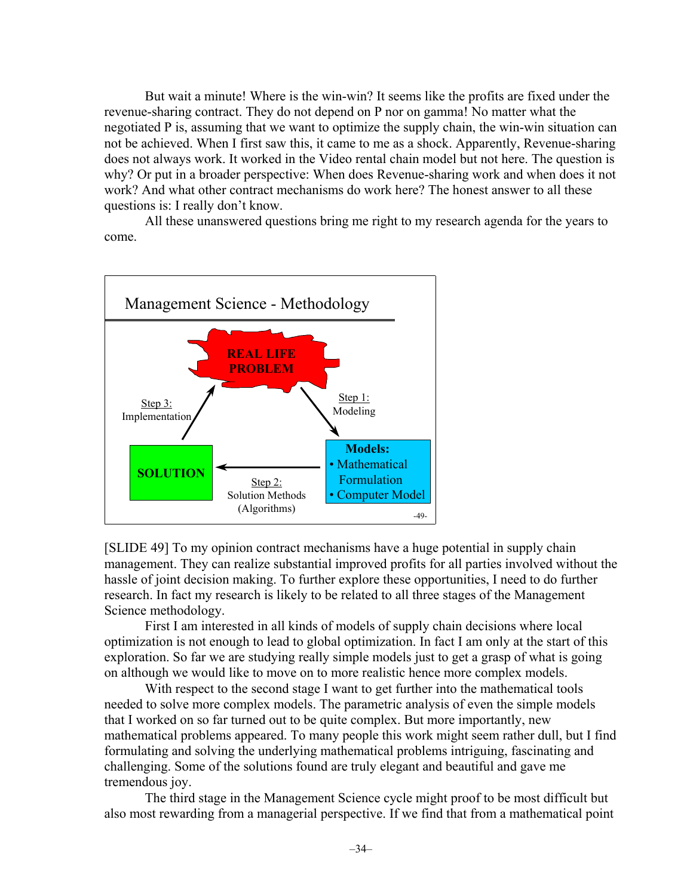But wait a minute! Where is the win-win? It seems like the profits are fixed under the revenue-sharing contract. They do not depend on P nor on gamma! No matter what the negotiated P is, assuming that we want to optimize the supply chain, the win-win situation can not be achieved. When I first saw this, it came to me as a shock. Apparently, Revenue-sharing does not always work. It worked in the Video rental chain model but not here. The question is why? Or put in a broader perspective: When does Revenue-sharing work and when does it not work? And what other contract mechanisms do work here? The honest answer to all these questions is: I really don't know.

All these unanswered questions bring me right to my research agenda for the years to come.

Management Science - Methodology

**REAL LIFE PROBLEM**

Step 1: Modeling

**Models:**
- Mathematical Formulation
- Computer Model

Step 2: Solution Methods (Algorithms)

**SOLUTION**

Step 3: Implementation

-49-

[SLIDE 49] To my opinion contract mechanisms have a huge potential in supply chain management. They can realize substantial improved profits for all parties involved without the hassle of joint decision making. To further explore these opportunities, I need to do further research. In fact my research is likely to be related to all three stages of the Management Science methodology.

First I am interested in all kinds of models of supply chain decisions where local optimization is not enough to lead to global optimization. In fact I am only at the start of this exploration. So far we are studying really simple models just to get a grasp of what is going on although we would like to move on to more realistic hence more complex models.

With respect to the second stage I want to get further into the mathematical tools needed to solve more complex models. The parametric analysis of even the simple models that I worked on so far turned out to be quite complex. But more importantly, new mathematical problems appeared. To many people this work might seem rather dull, but I find formulating and solving the underlying mathematical problems intriguing, fascinating and challenging. Some of the solutions found are truly elegant and beautiful and gave me tremendous joy.

The third stage in the Management Science cycle might proof to be most difficult but also most rewarding from a managerial perspective. If we find that from a mathematical point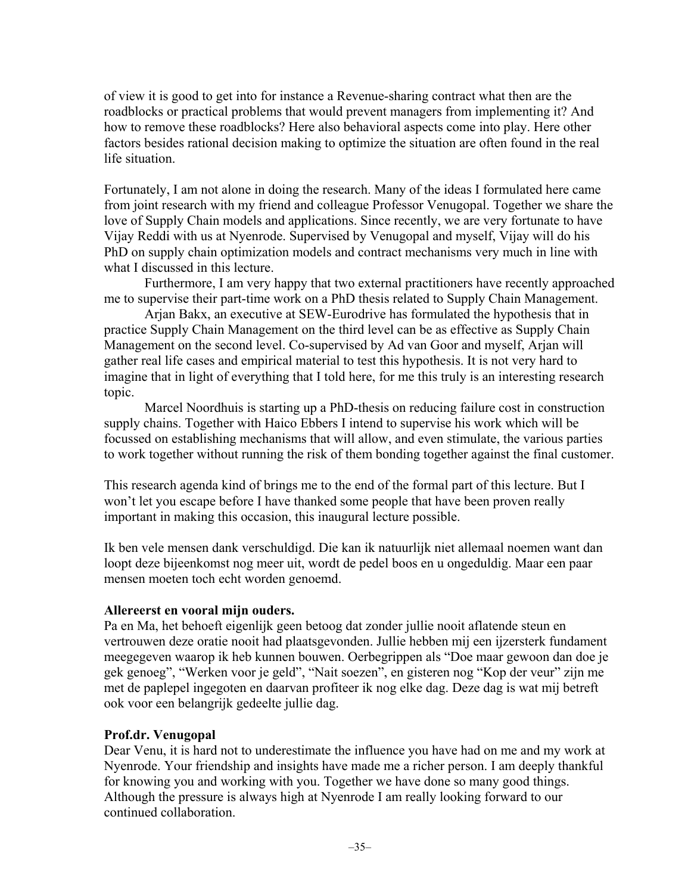of view it is good to get into for instance a Revenue-sharing contract what then are the roadblocks or practical problems that would prevent managers from implementing it? And how to remove these roadblocks? Here also behavioral aspects come into play. Here other factors besides rational decision making to optimize the situation are often found in the real life situation.

Fortunately, I am not alone in doing the research. Many of the ideas I formulated here came from joint research with my friend and colleague Professor Venugopal. Together we share the love of Supply Chain models and applications. Since recently, we are very fortunate to have Vijay Reddi with us at Nyenrode. Supervised by Venugopal and myself, Vijay will do his PhD on supply chain optimization models and contract mechanisms very much in line with what I discussed in this lecture.

Furthermore, I am very happy that two external practitioners have recently approached me to supervise their part-time work on a PhD thesis related to Supply Chain Management.

Arjan Bakx, an executive at SEW-Eurodrive has formulated the hypothesis that in practice Supply Chain Management on the third level can be as effective as Supply Chain Management on the second level. Co-supervised by Ad van Goor and myself, Arjan will gather real life cases and empirical material to test this hypothesis. It is not very hard to imagine that in light of everything that I told here, for me this truly is an interesting research topic.

Marcel Noordhuis is starting up a PhD-thesis on reducing failure cost in construction supply chains. Together with Haico Ebbers I intend to supervise his work which will be focussed on establishing mechanisms that will allow, and even stimulate, the various parties to work together without running the risk of them bonding together against the final customer.

This research agenda kind of brings me to the end of the formal part of this lecture. But I won't let you escape before I have thanked some people that have been proven really important in making this occasion, this inaugural lecture possible.

Ik ben vele mensen dank verschuldigd. Die kan ik natuurlijk niet allemaal noemen want dan loopt deze bijeenkomst nog meer uit, wordt de pedel boos en u ongeduldig. Maar een paar mensen moeten toch echt worden genoemd.

**Allereerst en vooral mijn ouders.**

Pa en Ma, het behoeft eigenlijk geen betoog dat zonder jullie nooit aflatende steun en vertrouwen deze oratie nooit had plaatsgevonden. Jullie hebben mij een ijzersterk fundament meegegeven waarop ik heb kunnen bouwen. Oerbegrippen als "Doe maar gewoon dan doe je gek genoeg", "Werken voor je geld", "Nait soezen", en gisteren nog "Kop der veur" zijn me met de paplepel ingegoten en daarvan profiteer ik nog elke dag. Deze dag is wat mij betreft ook voor een belangrijk gedeelte jullie dag.

**Prof.dr. Venugopal**

Dear Venu, it is hard not to underestimate the influence you have had on me and my work at Nyenrode. Your friendship and insights have made me a richer person. I am deeply thankful for knowing you and working with you. Together we have done so many good things. Although the pressure is always high at Nyenrode I am really looking forward to our continued collaboration.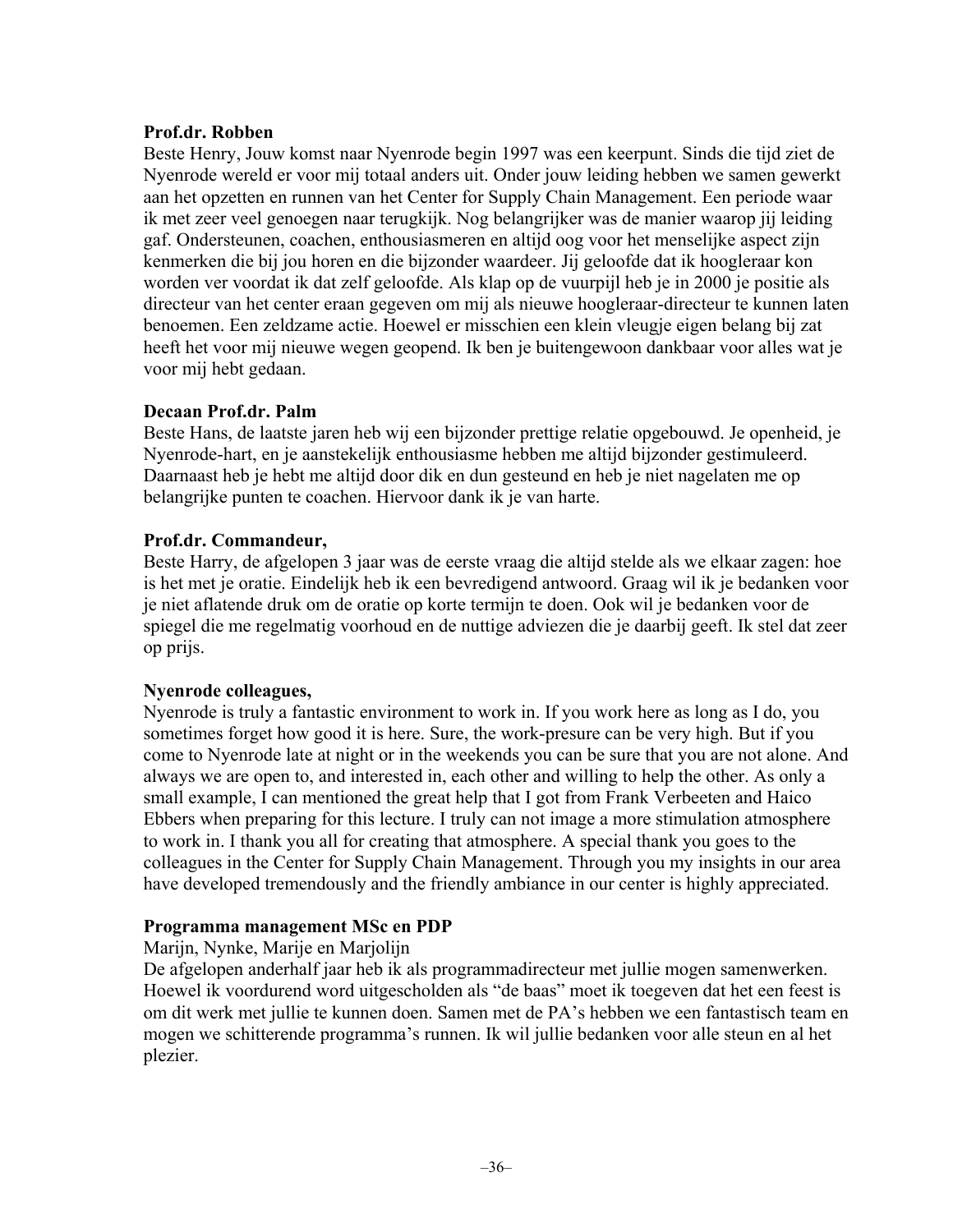**Prof.dr. Robben**

Beste Henry, Jouw komst naar Nyenrode begin 1997 was een keerpunt. Sinds die tijd ziet de Nyenrode wereld er voor mij totaal anders uit. Onder jouw leiding hebben we samen gewerkt aan het opzetten en runnen van het Center for Supply Chain Management. Een periode waar ik met zeer veel genoegen naar terugkijk. Nog belangrijker was de manier waarop jij leiding gaf. Ondersteunen, coachen, enthousiasmeren en altijd oog voor het menselijke aspect zijn kenmerken die bij jou horen en die bijzonder waardeer. Jij geloofde dat ik hoogleraar kon worden ver voordat ik dat zelf geloofde. Als klap op de vuurpijl heb je in 2000 je positie als directeur van het center eraan gegeven om mij als nieuwe hoogleraar-directeur te kunnen laten benoemen. Een zeldzame actie. Hoewel er misschien een klein vleugje eigen belang bij zat heeft het voor mij nieuwe wegen geopend. Ik ben je buitengewoon dankbaar voor alles wat je voor mij hebt gedaan.

**Decaan Prof.dr. Palm**

Beste Hans, de laatste jaren heb wij een bijzonder prettige relatie opgebouwd. Je openheid, je Nyenrode-hart, en je aanstekelijk enthousiasme hebben me altijd bijzonder gestimuleerd. Daarnaast heb je hebt me altijd door dik en dun gesteund en heb je niet nagelaten me op belangrijke punten te coachen. Hiervoor dank ik je van harte.

**Prof.dr. Commandeur,**

Beste Harry, de afgelopen 3 jaar was de eerste vraag die altijd stelde als we elkaar zagen: hoe is het met je oratie. Eindelijk heb ik een bevredigend antwoord. Graag wil ik je bedanken voor je niet aflatende druk om de oratie op korte termijn te doen. Ook wil je bedanken voor de spiegel die me regelmatig voorhoud en de nuttige adviezen die je daarbij geeft. Ik stel dat zeer op prijs.

**Nyenrode colleagues,**

Nyenrode is truly a fantastic environment to work in. If you work here as long as I do, you sometimes forget how good it is here. Sure, the work-presure can be very high. But if you come to Nyenrode late at night or in the weekends you can be sure that you are not alone. And always we are open to, and interested in, each other and willing to help the other. As only a small example, I can mentioned the great help that I got from Frank Verbeeten and Haico Ebbers when preparing for this lecture. I truly can not image a more stimulation atmosphere to work in. I thank you all for creating that atmosphere. A special thank you goes to the colleagues in the Center for Supply Chain Management. Through you my insights in our area have developed tremendously and the friendly ambiance in our center is highly appreciated.

**Programma management MSc en PDP**

Marijn, Nynke, Marije en Marjolijn

De afgelopen anderhalf jaar heb ik als programmadirecteur met jullie mogen samenwerken. Hoewel ik voordurend word uitgescholden als "de baas" moet ik toegeven dat het een feest is om dit werk met jullie te kunnen doen. Samen met de PA's hebben we een fantastisch team en mogen we schitterende programma's runnen. Ik wil jullie bedanken voor alle steun en al het plezier.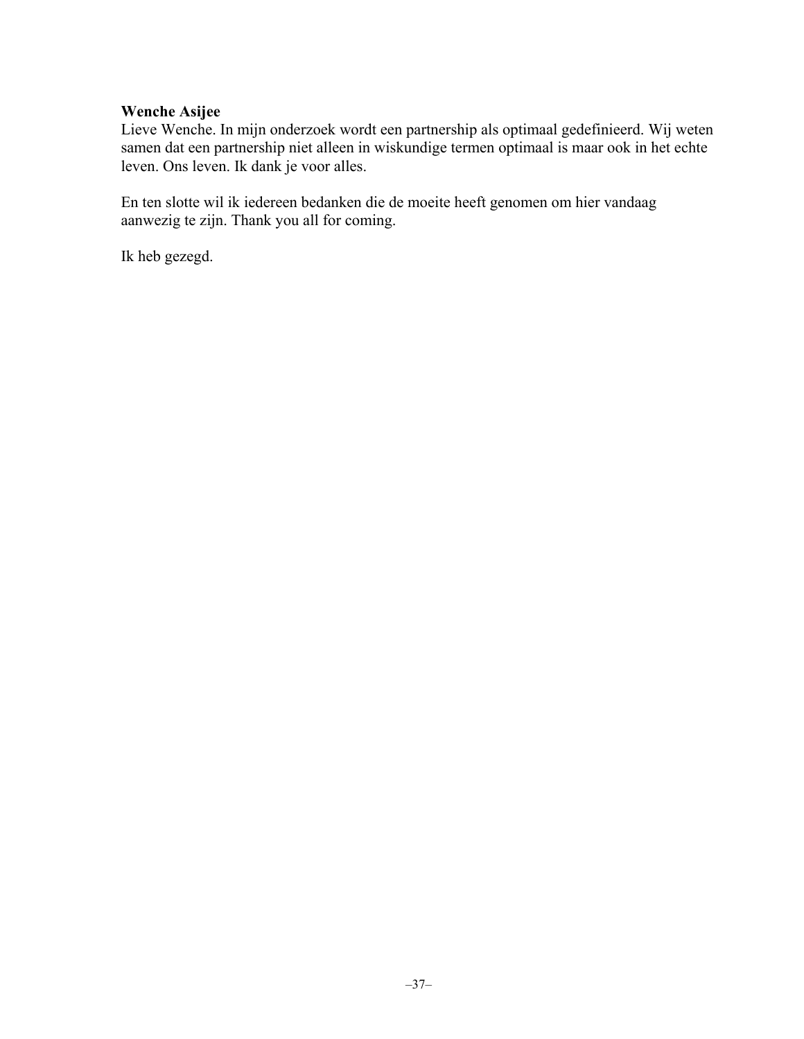**Wenche Asijee**
Lieve Wenche. In mijn onderzoek wordt een partnership als optimaal gedefinieerd. Wij weten samen dat een partnership niet alleen in wiskundige termen optimaal is maar ook in het echte leven. Ons leven. Ik dank je voor alles.

En ten slotte wil ik iedereen bedanken die de moeite heeft genomen om hier vandaag aanwezig te zijn. Thank you all for coming.

Ik heb gezegd.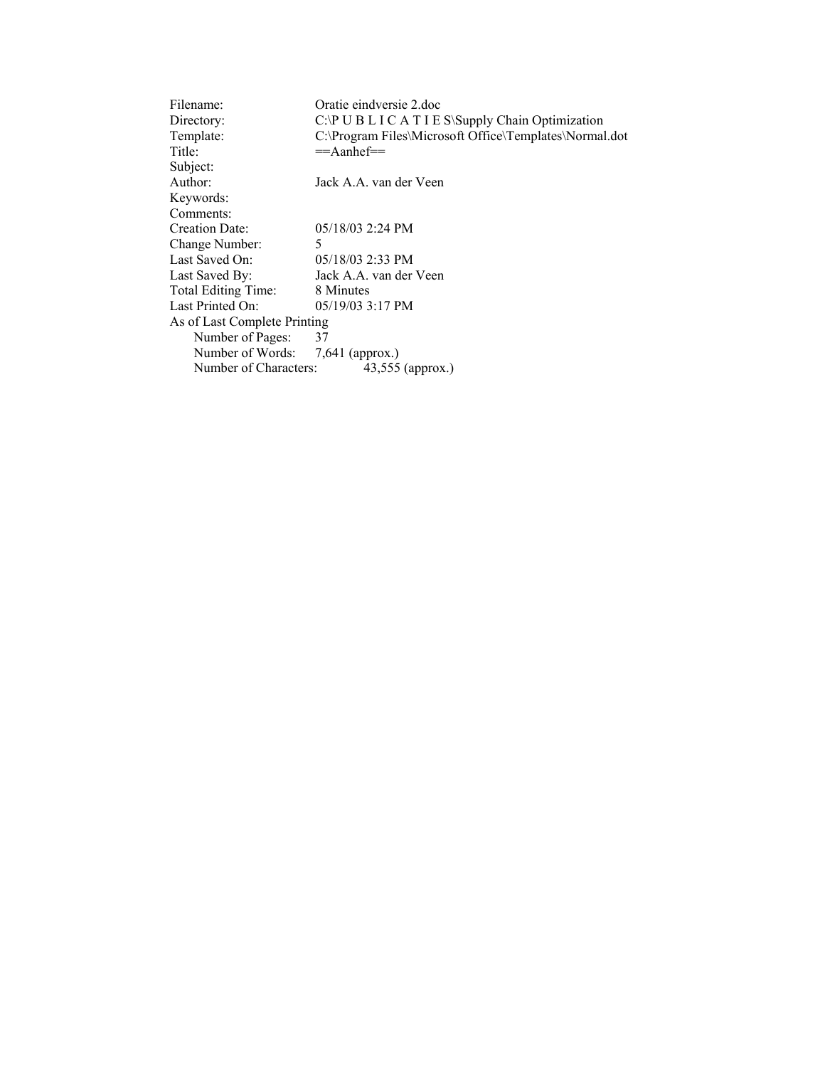Filename: Oratie eindversie 2.doc
Directory: C:\P U B L I C A T I E S\Supply Chain Optimization
Template: C:\Program Files\Microsoft Office\Templates\Normal.dot
Title: ==Aanhef==
Subject:
Author: Jack A.A. van der Veen
Keywords:
Comments:
Creation Date: 05/18/03 2:24 PM
Change Number: 5
Last Saved On: 05/18/03 2:33 PM
Last Saved By: Jack A.A. van der Veen
Total Editing Time: 8 Minutes
Last Printed On: 05/19/03 3:17 PM
As of Last Complete Printing
Number of Pages: 37
Number of Words: 7,641 (approx.)
Number of Characters: 43,555 (approx.)